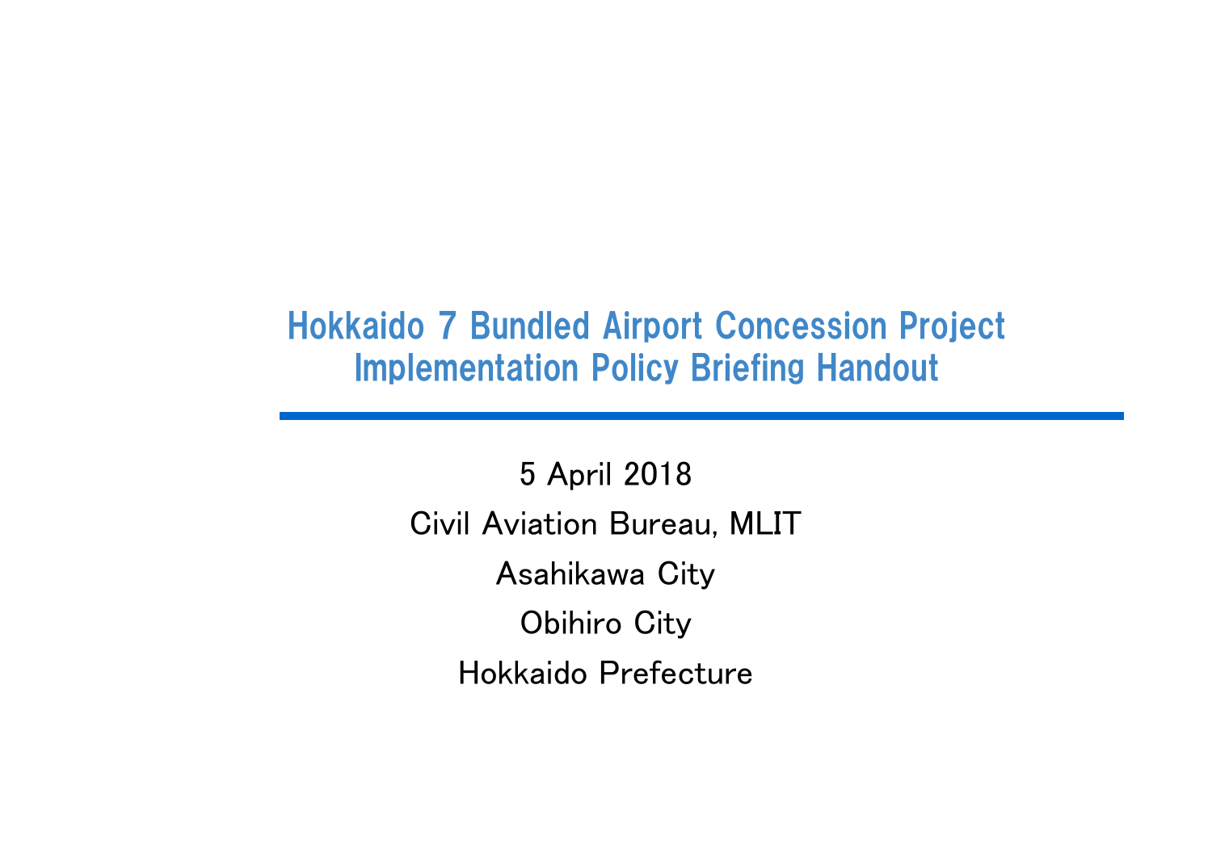# Hokkaido 7 Bundled Airport Concession Project Implementation Policy Briefing Handout

5 April 2018

Civil Aviation Bureau, MLIT

Asahikawa City

Obihiro City

Hokkaido Prefecture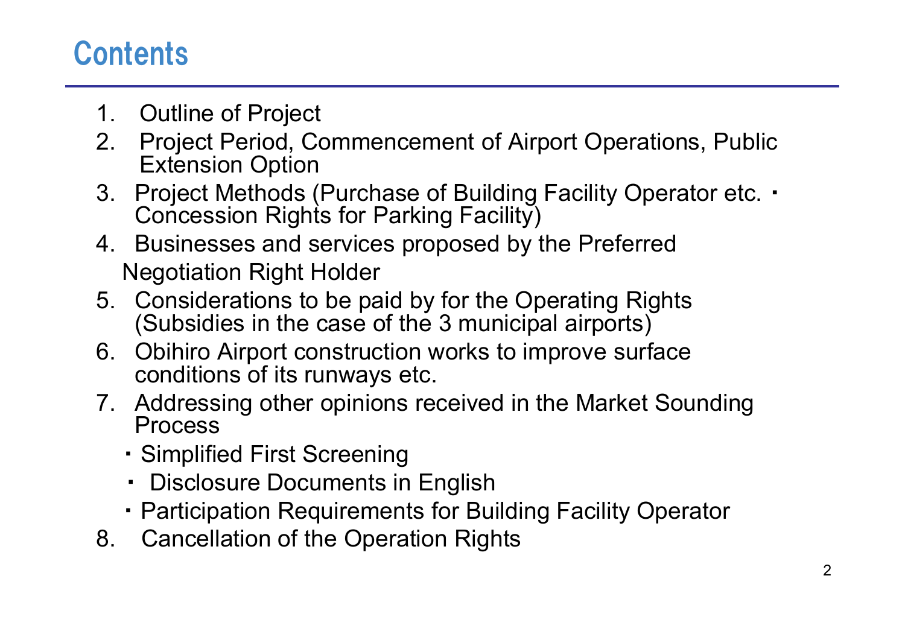# Contents

1. Outline of Project
2. Project Period, Commencement of Airport Operations, Public Extension Option
3. Project Methods (Purchase of Building Facility Operator etc. ・ Concession Rights for Parking Facility)
4. Businesses and services proposed by the Preferred Negotiation Right Holder
5. Considerations to be paid by for the Operating Rights (Subsidies in the case of the 3 municipal airports)
6. Obihiro Airport construction works to improve surface conditions of its runways etc.
7. Addressing other opinions received in the Market Sounding Process
   - Simplified First Screening
   - Disclosure Documents in English
   - Participation Requirements for Building Facility Operator
8. Cancellation of the Operation Rights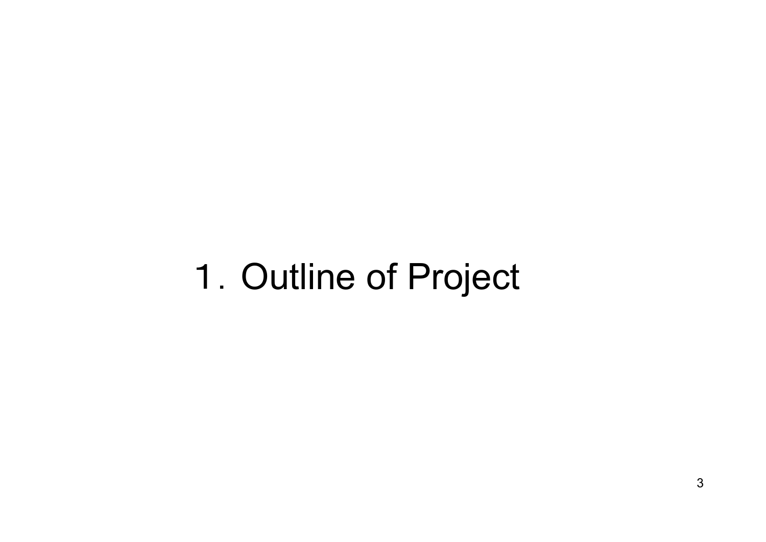# 1. Outline of Project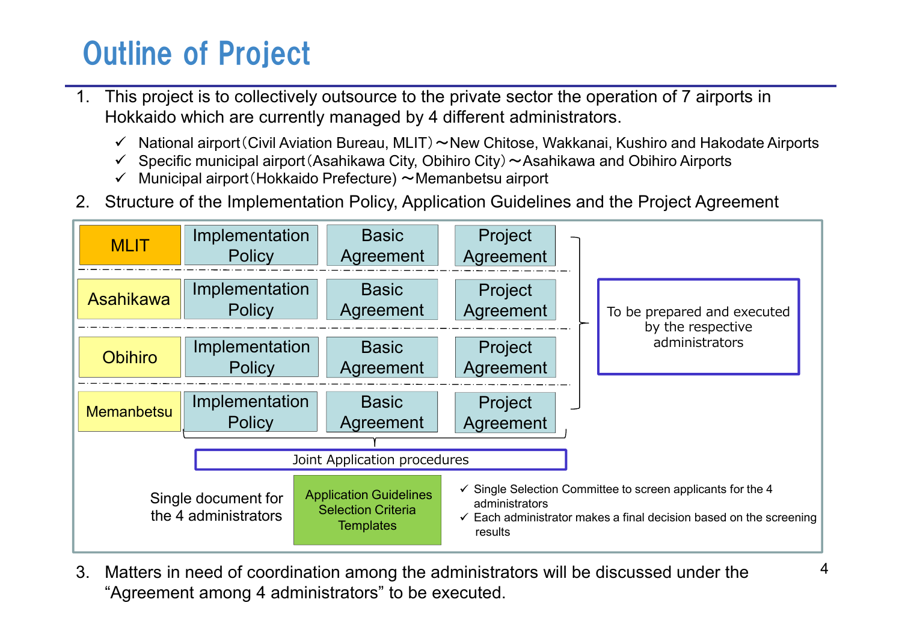# Outline of Project

1. This project is to collectively outsource to the private sector the operation of 7 airports in Hokkaido which are currently managed by 4 different administrators.
   - ✓ National airport（Civil Aviation Bureau, MLIT）～New Chitose, Wakkanai, Kushiro and Hakodate Airports
   - ✓ Specific municipal airport（Asahikawa City, Obihiro City）～Asahikawa and Obihiro Airports
   - ✓ Municipal airport（Hokkaido Prefecture) ～Memanbetsu airport
2. Structure of the Implementation Policy, Application Guidelines and the Project Agreement

| Administrator | | | |
|---|---|---|---|
| MLIT | Implementation Policy | Basic Agreement | Project Agreement |
| Asahikawa | Implementation Policy | Basic Agreement | Project Agreement |
| Obihiro | Implementation Policy | Basic Agreement | Project Agreement |
| Memanbetsu | Implementation Policy | Basic Agreement | Project Agreement |

To be prepared and executed by the respective administrators

Joint Application procedures

Single document for the 4 administrators: Application Guidelines / Selection Criteria / Templates

- ✓ Single Selection Committee to screen applicants for the 4 administrators
- ✓ Each administrator makes a final decision based on the screening results

3. Matters in need of coordination among the administrators will be discussed under the "Agreement among 4 administrators" to be executed.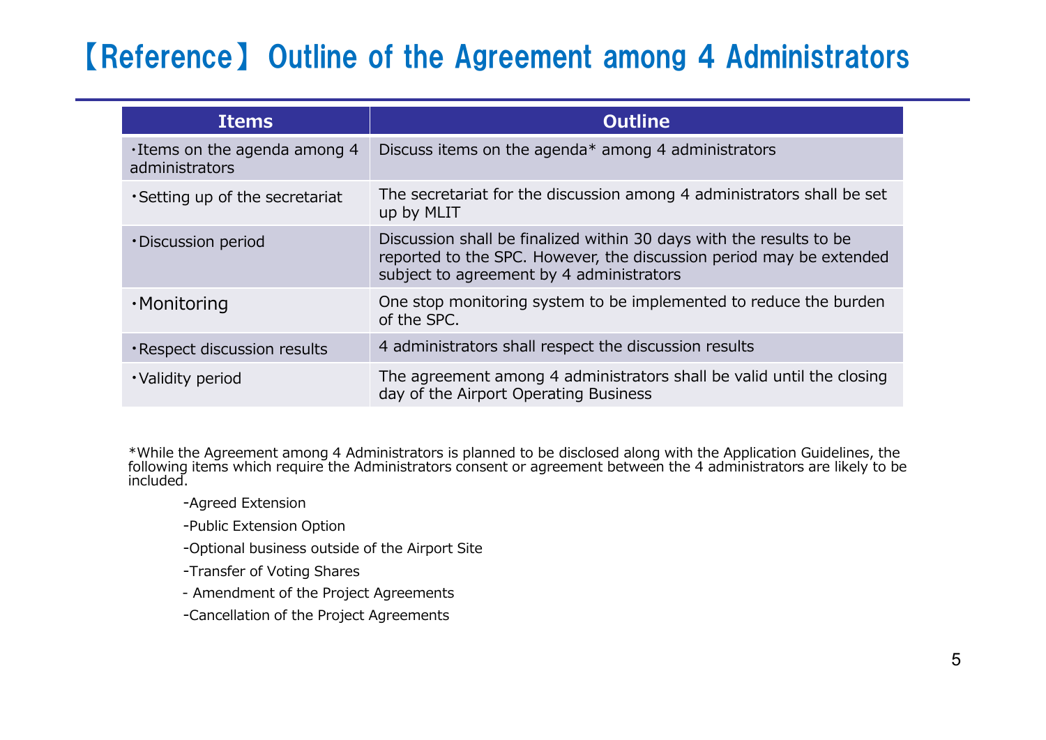# 【Reference】 Outline of the Agreement among 4 Administrators

| Items | Outline |
|---|---|
| ・Items on the agenda among 4 administrators | Discuss items on the agenda* among 4 administrators |
| ・Setting up of the secretariat | The secretariat for the discussion among 4 administrators shall be set up by MLIT |
| ・Discussion period | Discussion shall be finalized within 30 days with the results to be reported to the SPC. However, the discussion period may be extended subject to agreement by 4 administrators |
| ・Monitoring | One stop monitoring system to be implemented to reduce the burden of the SPC. |
| ・Respect discussion results | 4 administrators shall respect the discussion results |
| ・Validity period | The agreement among 4 administrators shall be valid until the closing day of the Airport Operating Business |

*While the Agreement among 4 Administrators is planned to be disclosed along with the Application Guidelines, the following items which require the Administrators consent or agreement between the 4 administrators are likely to be included.

- -Agreed Extension
- -Public Extension Option
- -Optional business outside of the Airport Site
- -Transfer of Voting Shares
- - Amendment of the Project Agreements
- -Cancellation of the Project Agreements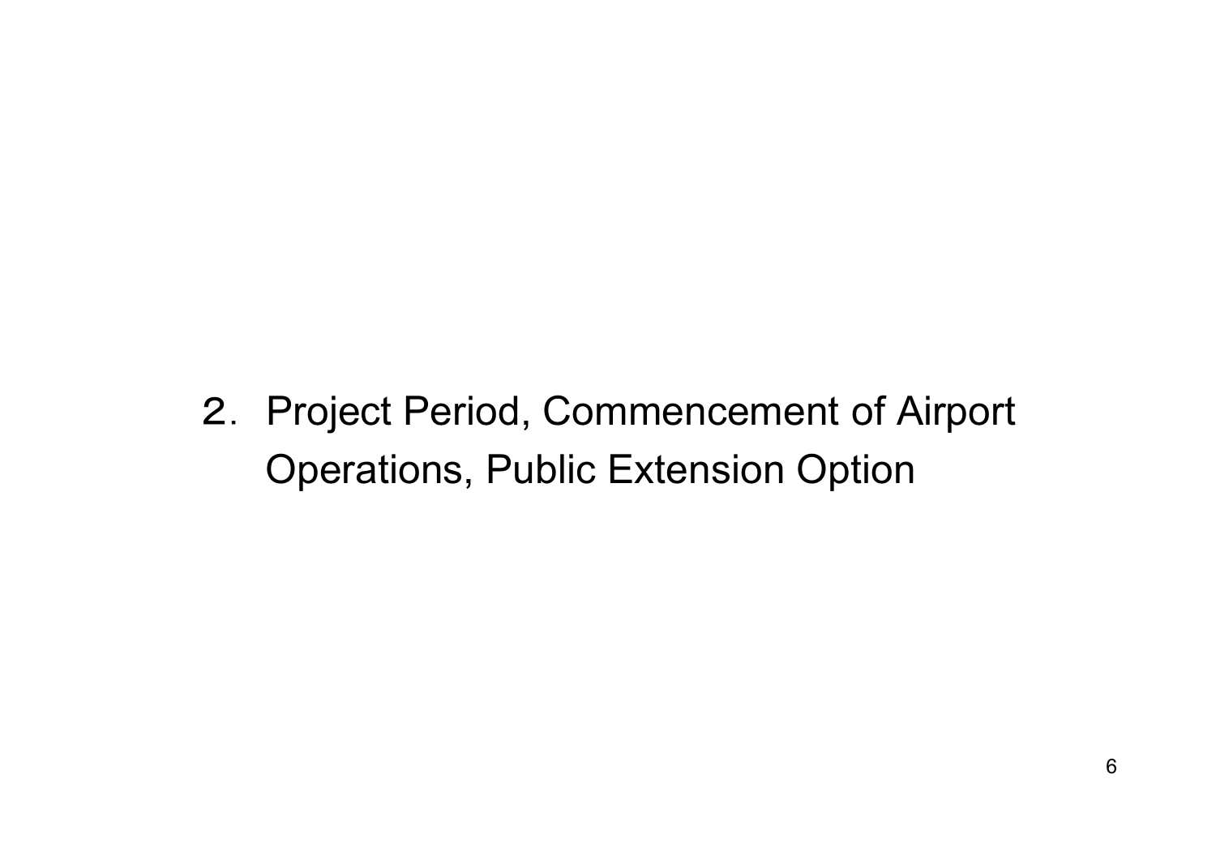# 2. Project Period, Commencement of Airport Operations, Public Extension Option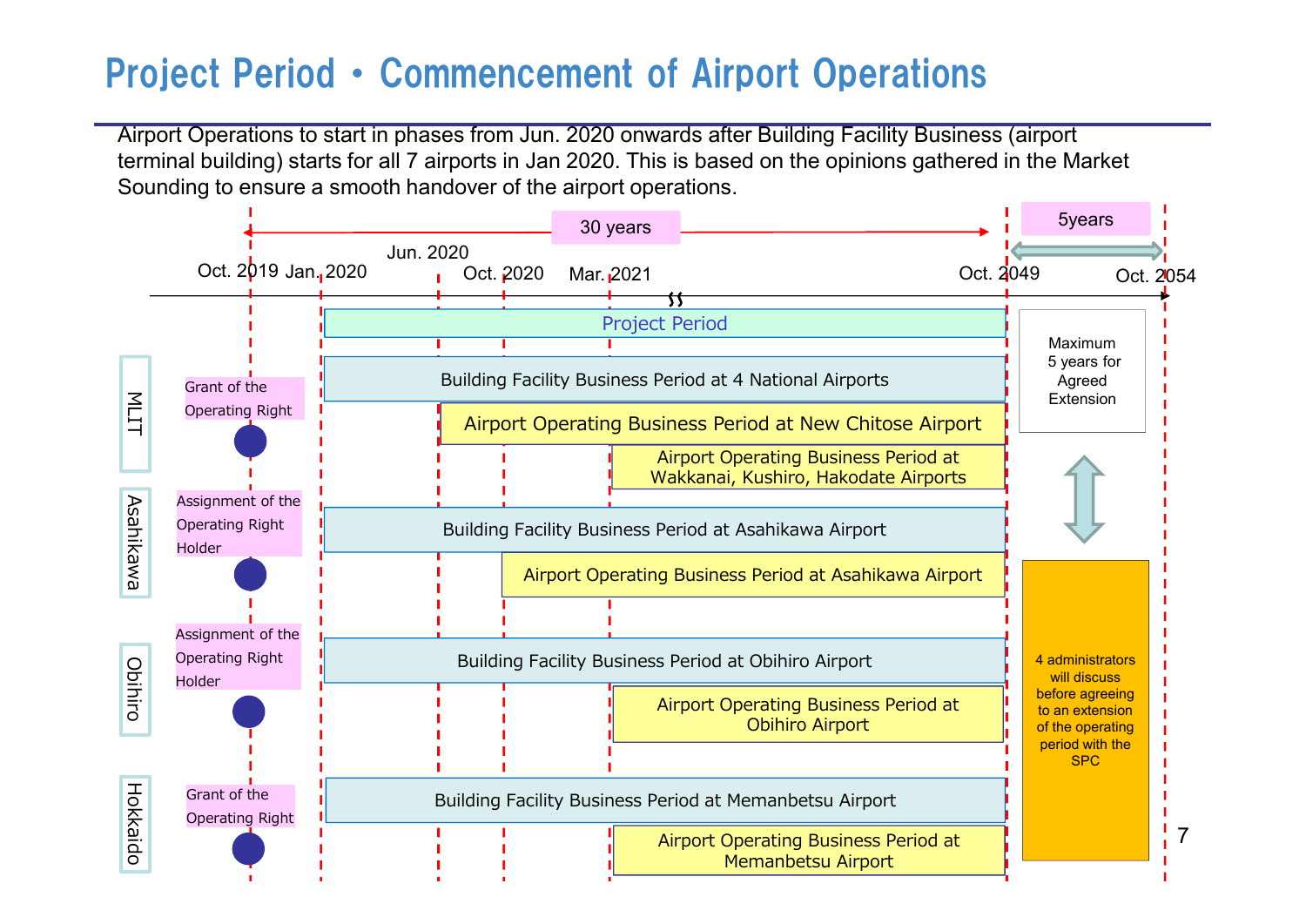# Project Period・Commencement of Airport Operations

Airport Operations to start in phases from Jun. 2020 onwards after Building Facility Business (airport terminal building) starts for all 7 airports in Jan 2020. This is based on the opinions gathered in the Market Sounding to ensure a smooth handover of the airport operations.

30 years

5years

Oct. 2019 Jan. 2020 Jun. 2020 Oct. 2020 Mar. 2021 Oct. 2049 Oct. 2054

Project Period

**MLIT**

Grant of the Operating Right

- Building Facility Business Period at 4 National Airports
- Airport Operating Business Period at New Chitose Airport
- Airport Operating Business Period at Wakkanai, Kushiro, Hakodate Airports

**Asahikawa**

Assignment of the Operating Right Holder

- Building Facility Business Period at Asahikawa Airport
- Airport Operating Business Period at Asahikawa Airport

**Obihiro**

Assignment of the Operating Right Holder

- Building Facility Business Period at Obihiro Airport
- Airport Operating Business Period at Obihiro Airport

**Hokkaido**

Grant of the Operating Right

- Building Facility Business Period at Memanbetsu Airport
- Airport Operating Business Period at Memanbetsu Airport

Maximum 5 years for Agreed Extension

4 administrators will discuss before agreeing to an extension of the operating period with the SPC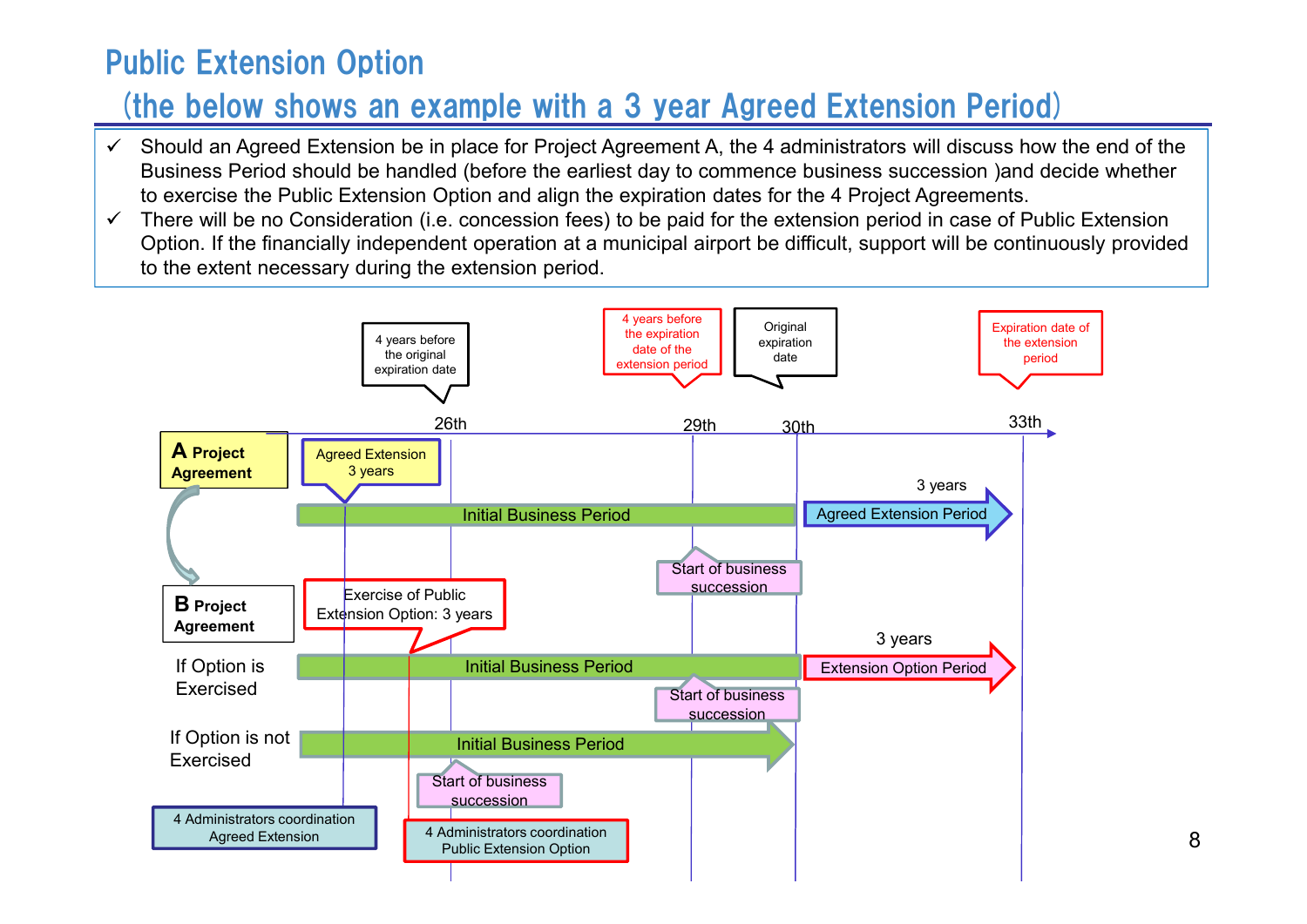# Public Extension Option

## (the below shows an example with a 3 year Agreed Extension Period)

- ✓ Should an Agreed Extension be in place for Project Agreement A, the 4 administrators will discuss how the end of the Business Period should be handled (before the earliest day to commence business succession )and decide whether to exercise the Public Extension Option and align the expiration dates for the 4 Project Agreements.
- ✓ There will be no Consideration (i.e. concession fees) to be paid for the extension period in case of Public Extension Option. If the financially independent operation at a municipal airport be difficult, support will be continuously provided to the extent necessary during the extension period.

4 years before the original expiration date

4 years before the expiration date of the extension period

Original expiration date

Expiration date of the extension period

26th | 29th | 30th | 33th

**A Project Agreement**

Agreed Extension 3 years

Initial Business Period

3 years

Agreed Extension Period

Start of business succession

**B Project Agreement**

Exercise of Public Extension Option: 3 years

If Option is Exercised

Initial Business Period

3 years

Extension Option Period

Start of business succession

If Option is not Exercised

Initial Business Period

Start of business succession

4 Administrators coordination Agreed Extension

4 Administrators coordination Public Extension Option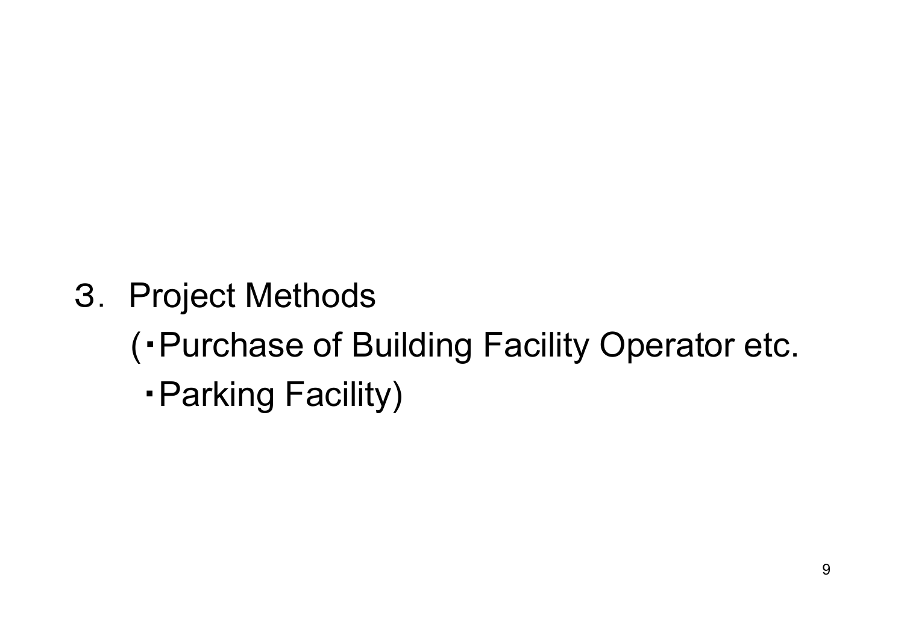# ３．Project Methods

(・Purchase of Building Facility Operator etc.

・Parking Facility)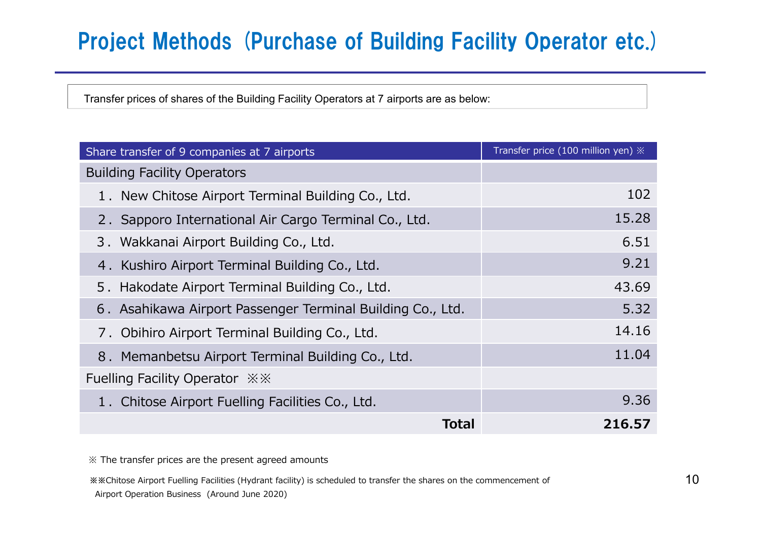# Project Methods（Purchase of Building Facility Operator etc.）

Transfer prices of shares of the Building Facility Operators at 7 airports are as below:

| Share transfer of 9 companies at 7 airports | Transfer price (100 million yen) ※ |
|---|---|
| Building Facility Operators | |
| 1．New Chitose Airport Terminal Building Co., Ltd. | 102 |
| 2．Sapporo International Air Cargo Terminal Co., Ltd. | 15.28 |
| 3．Wakkanai Airport Building Co., Ltd. | 6.51 |
| 4．Kushiro Airport Terminal Building Co., Ltd. | 9.21 |
| 5．Hakodate Airport Terminal Building Co., Ltd. | 43.69 |
| 6．Asahikawa Airport Passenger Terminal Building Co., Ltd. | 5.32 |
| 7．Obihiro Airport Terminal Building Co., Ltd. | 14.16 |
| 8．Memanbetsu Airport Terminal Building Co., Ltd. | 11.04 |
| Fuelling Facility Operator ※※ | |
| 1．Chitose Airport Fuelling Facilities Co., Ltd. | 9.36 |
| **Total** | **216.57** |

※ The transfer prices are the present agreed amounts

※※Chitose Airport Fuelling Facilities (Hydrant facility) is scheduled to transfer the shares on the commencement of Airport Operation Business（Around June 2020)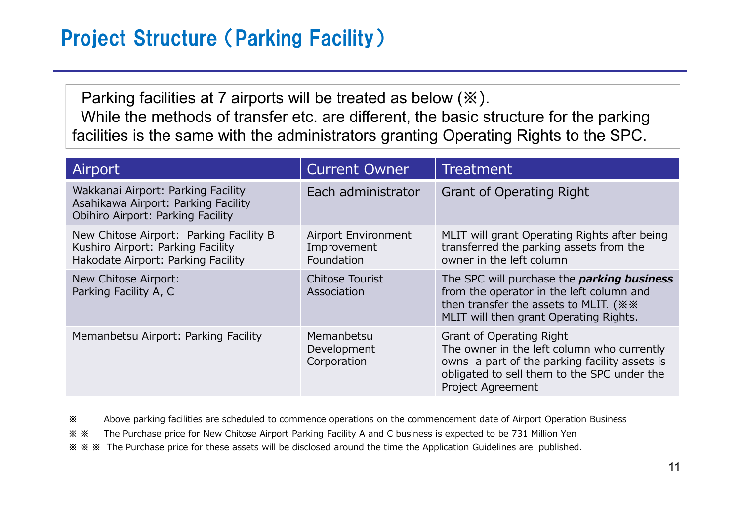# Project Structure（Parking Facility）

Parking facilities at 7 airports will be treated as below (※).
While the methods of transfer etc. are different, the basic structure for the parking facilities is the same with the administrators granting Operating Rights to the SPC.

| Airport | Current Owner | Treatment |
|---|---|---|
| Wakkanai Airport: Parking Facility<br>Asahikawa Airport: Parking Facility<br>Obihiro Airport: Parking Facility | Each administrator | Grant of Operating Right |
| New Chitose Airport: Parking Facility B<br>Kushiro Airport: Parking Facility<br>Hakodate Airport: Parking Facility | Airport Environment Improvement Foundation | MLIT will grant Operating Rights after being transferred the parking assets from the owner in the left column |
| New Chitose Airport:<br>Parking Facility A, C | Chitose Tourist Association | The SPC will purchase the ***parking business*** from the operator in the left column and then transfer the assets to MLIT. (※※<br>MLIT will then grant Operating Rights. |
| Memanbetsu Airport: Parking Facility | Memanbetsu Development Corporation | Grant of Operating Right<br>The owner in the left column who currently owns a part of the parking facility assets is obligated to sell them to the SPC under the Project Agreement |

※ Above parking facilities are scheduled to commence operations on the commencement date of Airport Operation Business

※※ The Purchase price for New Chitose Airport Parking Facility A and C business is expected to be 731 Million Yen

※※※ The Purchase price for these assets will be disclosed around the time the Application Guidelines are published.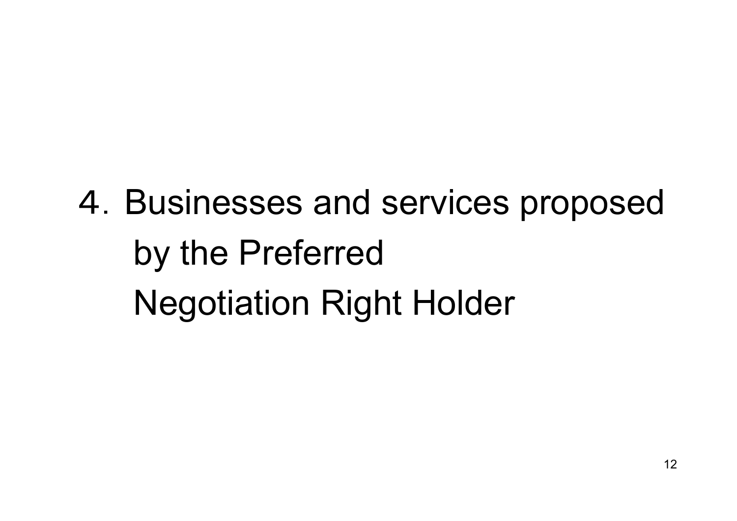# ４. Businesses and services proposed by the Preferred Negotiation Right Holder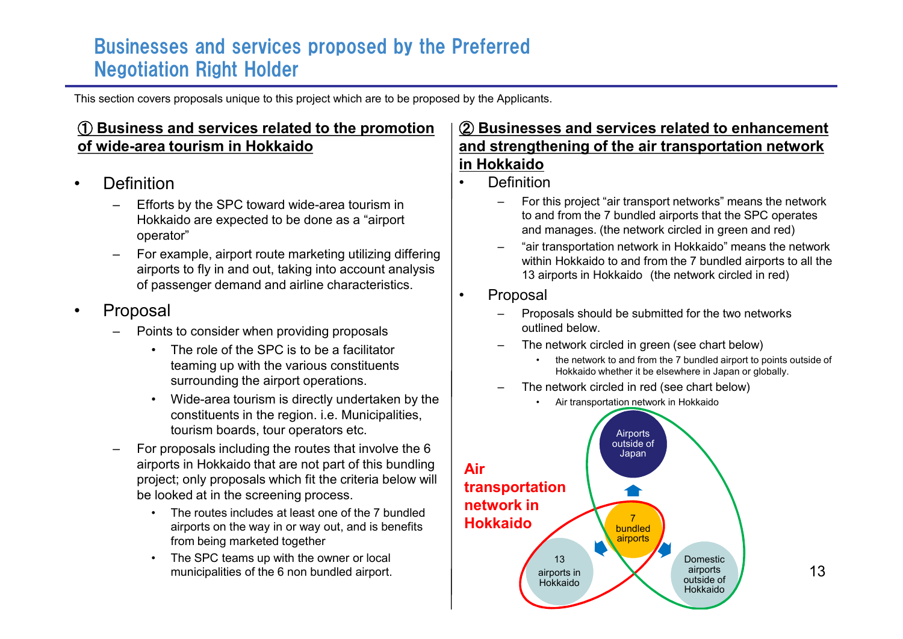# Businesses and services proposed by the Preferred Negotiation Right Holder

This section covers proposals unique to this project which are to be proposed by the Applicants.

## ① Business and services related to the promotion of wide-area tourism in Hokkaido

- Definition
  - Efforts by the SPC toward wide-area tourism in Hokkaido are expected to be done as a "airport operator"
  - For example, airport route marketing utilizing differing airports to fly in and out, taking into account analysis of passenger demand and airline characteristics.
- Proposal
  - Points to consider when providing proposals
    - The role of the SPC is to be a facilitator teaming up with the various constituents surrounding the airport operations.
    - Wide-area tourism is directly undertaken by the constituents in the region. i.e. Municipalities, tourism boards, tour operators etc.
  - For proposals including the routes that involve the 6 airports in Hokkaido that are not part of this bundling project; only proposals which fit the criteria below will be looked at in the screening process.
    - The routes includes at least one of the 7 bundled airports on the way in or way out, and is benefits from being marketed together
    - The SPC teams up with the owner or local municipalities of the 6 non bundled airport.

## ② Businesses and services related to enhancement and strengthening of the air transportation network in Hokkaido

- Definition
  - For this project "air transport networks" means the network to and from the 7 bundled airports that the SPC operates and manages. (the network circled in green and red)
  - "air transportation network in Hokkaido" means the network within Hokkaido to and from the 7 bundled airports to all the 13 airports in Hokkaido (the network circled in red)
- Proposal
  - Proposals should be submitted for the two networks outlined below.
  - The network circled in green (see chart below)
    - the network to and from the 7 bundled airport to points outside of Hokkaido whether it be elsewhere in Japan or globally.
  - The network circled in red (see chart below)
    - Air transportation network in Hokkaido

**Air transportation network in Hokkaido**

Airports outside of Japan

7 bundled airports

13 airports in Hokkaido

Domestic airports outside of Hokkaido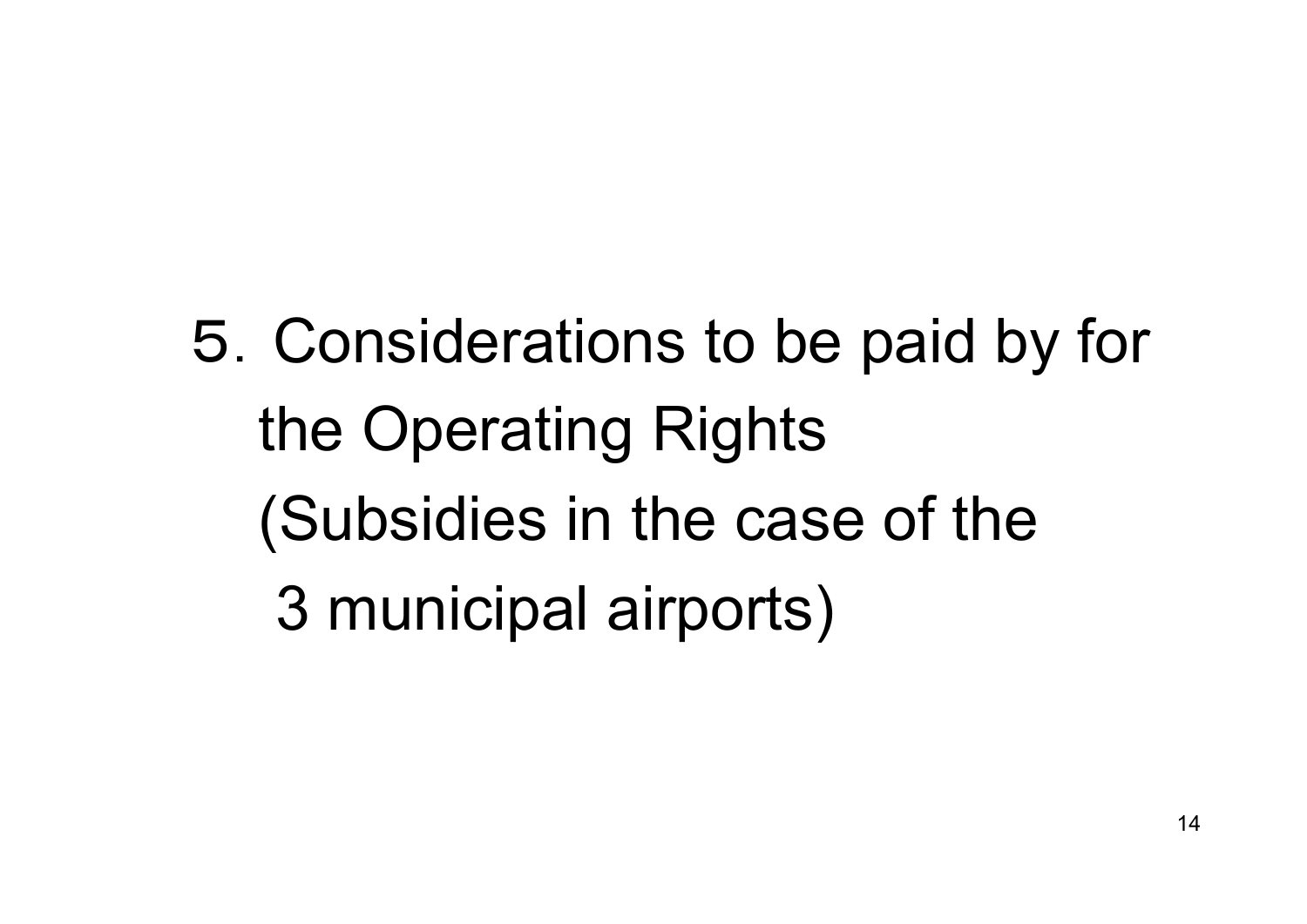# 5. Considerations to be paid by for the Operating Rights (Subsidies in the case of the 3 municipal airports)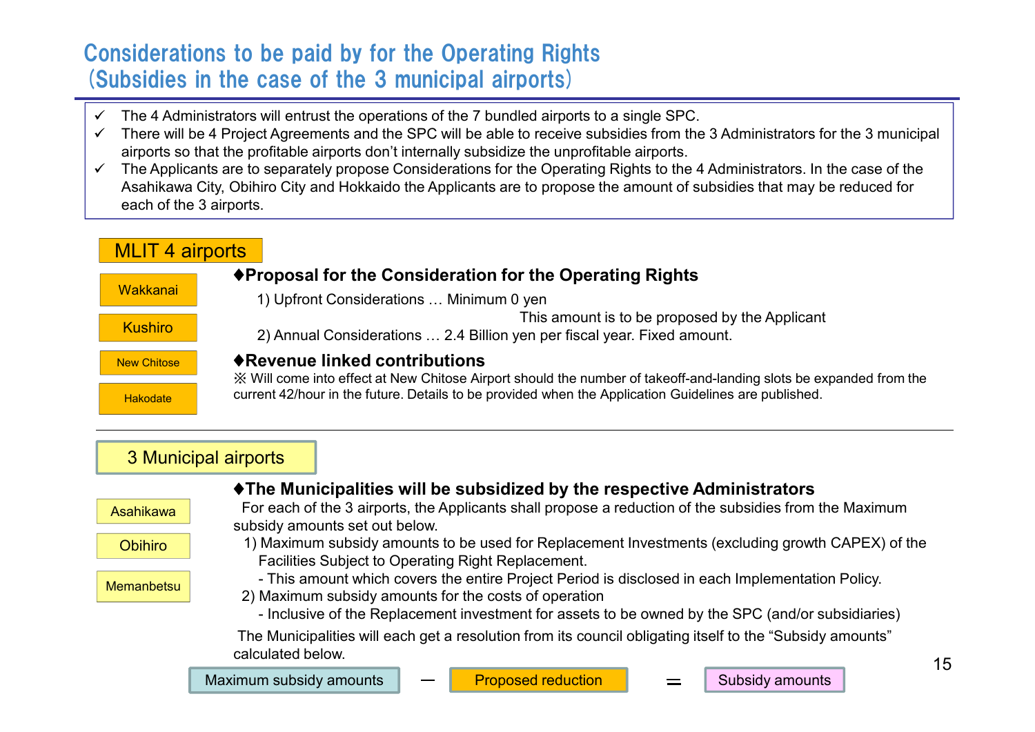# Considerations to be paid by for the Operating Rights (Subsidies in the case of the 3 municipal airports)

- ✓ The 4 Administrators will entrust the operations of the 7 bundled airports to a single SPC.
- ✓ There will be 4 Project Agreements and the SPC will be able to receive subsidies from the 3 Administrators for the 3 municipal airports so that the profitable airports don't internally subsidize the unprofitable airports.
- ✓ The Applicants are to separately propose Considerations for the Operating Rights to the 4 Administrators. In the case of the Asahikawa City, Obihiro City and Hokkaido the Applicants are to propose the amount of subsidies that may be reduced for each of the 3 airports.

## MLIT 4 airports

- Wakkanai
- Kushiro
- New Chitose
- Hakodate

**♦Proposal for the Consideration for the Operating Rights**

1) Upfront Considerations … Minimum 0 yen
   This amount is to be proposed by the Applicant
2) Annual Considerations … 2.4 Billion yen per fiscal year. Fixed amount.

**♦Revenue linked contributions**

※ Will come into effect at New Chitose Airport should the number of takeoff-and-landing slots be expanded from the current 42/hour in the future. Details to be provided when the Application Guidelines are published.

---

## 3 Municipal airports

- Asahikawa
- Obihiro
- Memanbetsu

**♦The Municipalities will be subsidized by the respective Administrators**

For each of the 3 airports, the Applicants shall propose a reduction of the subsidies from the Maximum subsidy amounts set out below.

1) Maximum subsidy amounts to be used for Replacement Investments (excluding growth CAPEX) of the Facilities Subject to Operating Right Replacement.
   - This amount which covers the entire Project Period is disclosed in each Implementation Policy.
2) Maximum subsidy amounts for the costs of operation
   - Inclusive of the Replacement investment for assets to be owned by the SPC (and/or subsidiaries)

The Municipalities will each get a resolution from its council obligating itself to the "Subsidy amounts" calculated below.

Maximum subsidy amounts － Proposed reduction ＝ Subsidy amounts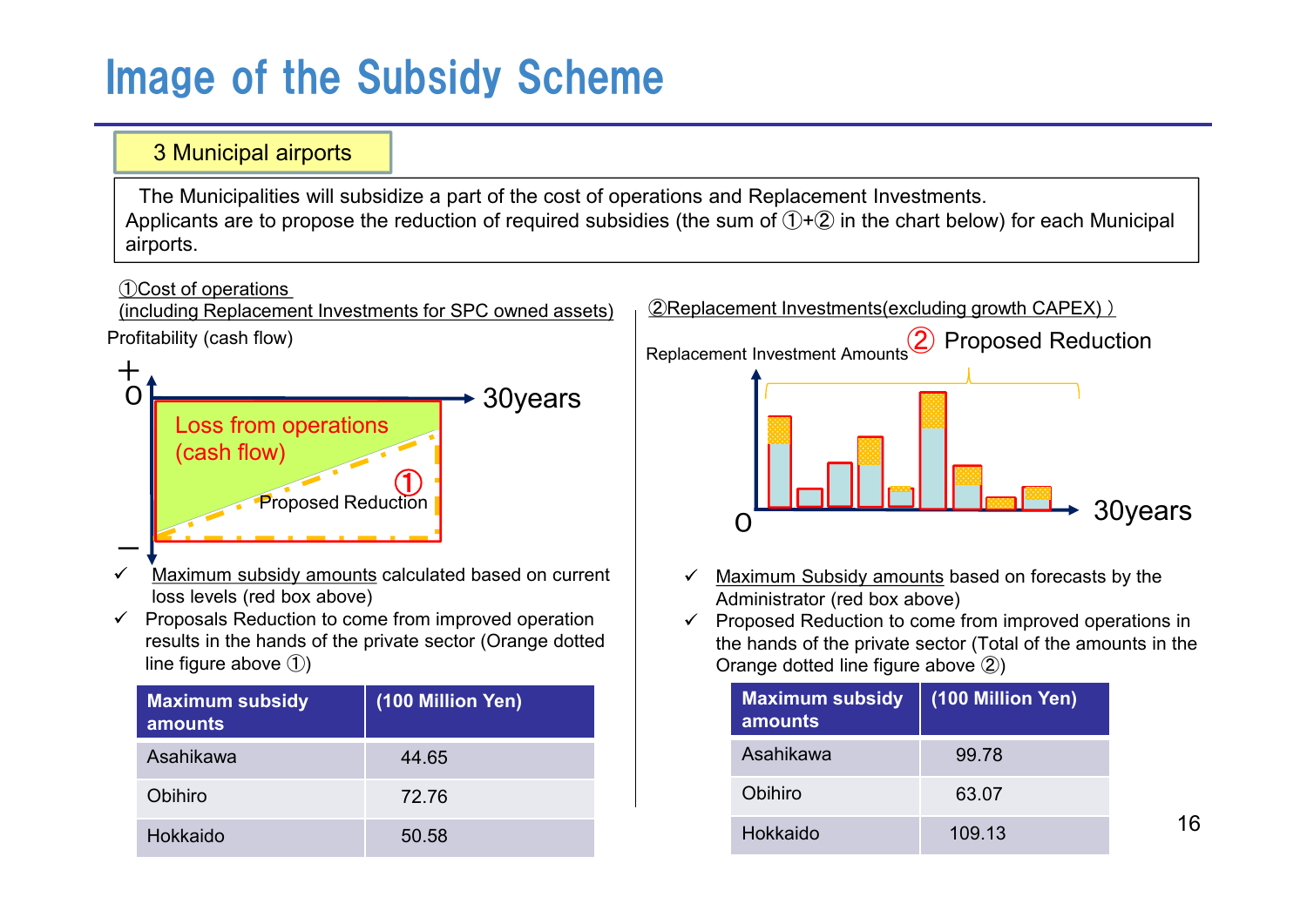# Image of the Subsidy Scheme

**3 Municipal airports**

The Municipalities will subsidize a part of the cost of operations and Replacement Investments.
Applicants are to propose the reduction of required subsidies (the sum of ①+② in the chart below) for each Municipal airports.

## ①Cost of operations (including Replacement Investments for SPC owned assets)

Profitability (cash flow)

+ 0 — 30years — Loss from operations (cash flow) — ① Proposed Reduction

- ✓ Maximum subsidy amounts calculated based on current loss levels (red box above)
- ✓ Proposals Reduction to come from improved operation results in the hands of the private sector (Orange dotted line figure above ①)

| Maximum subsidy amounts | (100 Million Yen) |
|---|---|
| Asahikawa | 44.65 |
| Obihiro | 72.76 |
| Hokkaido | 50.58 |

## ②Replacement Investments(excluding growth CAPEX) )

Replacement Investment Amounts — ② Proposed Reduction — 0 — 30years

- ✓ Maximum Subsidy amounts based on forecasts by the Administrator (red box above)
- ✓ Proposed Reduction to come from improved operations in the hands of the private sector (Total of the amounts in the Orange dotted line figure above ②)

| Maximum subsidy amounts | (100 Million Yen) |
|---|---|
| Asahikawa | 99.78 |
| Obihiro | 63.07 |
| Hokkaido | 109.13 |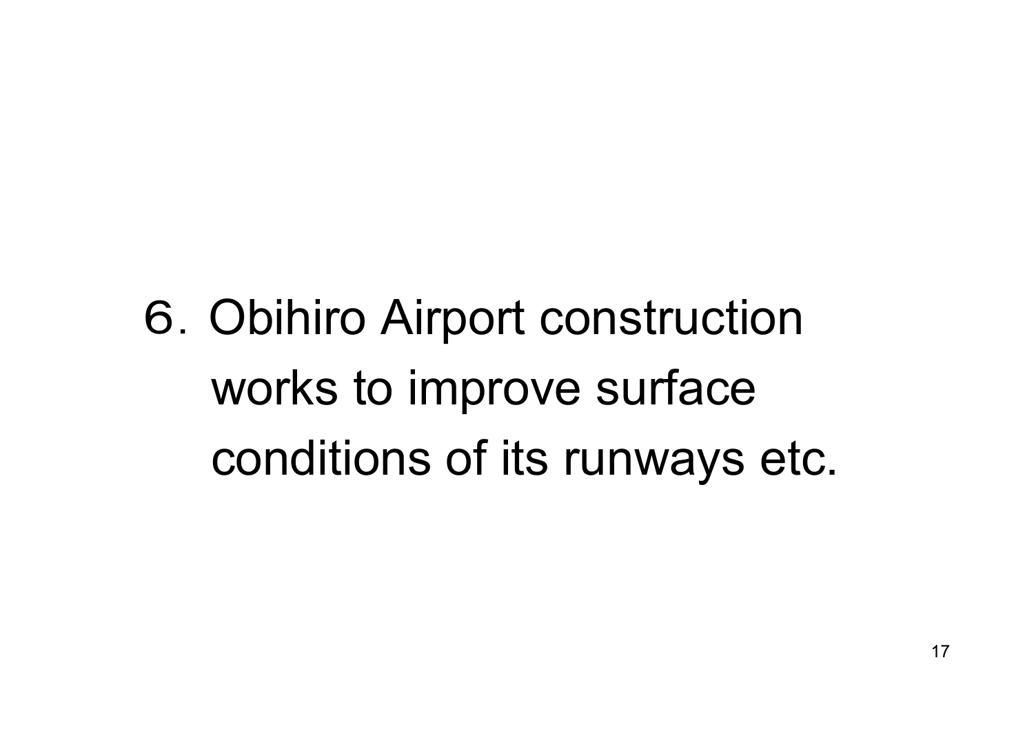# 6．Obihiro Airport construction works to improve surface conditions of its runways etc.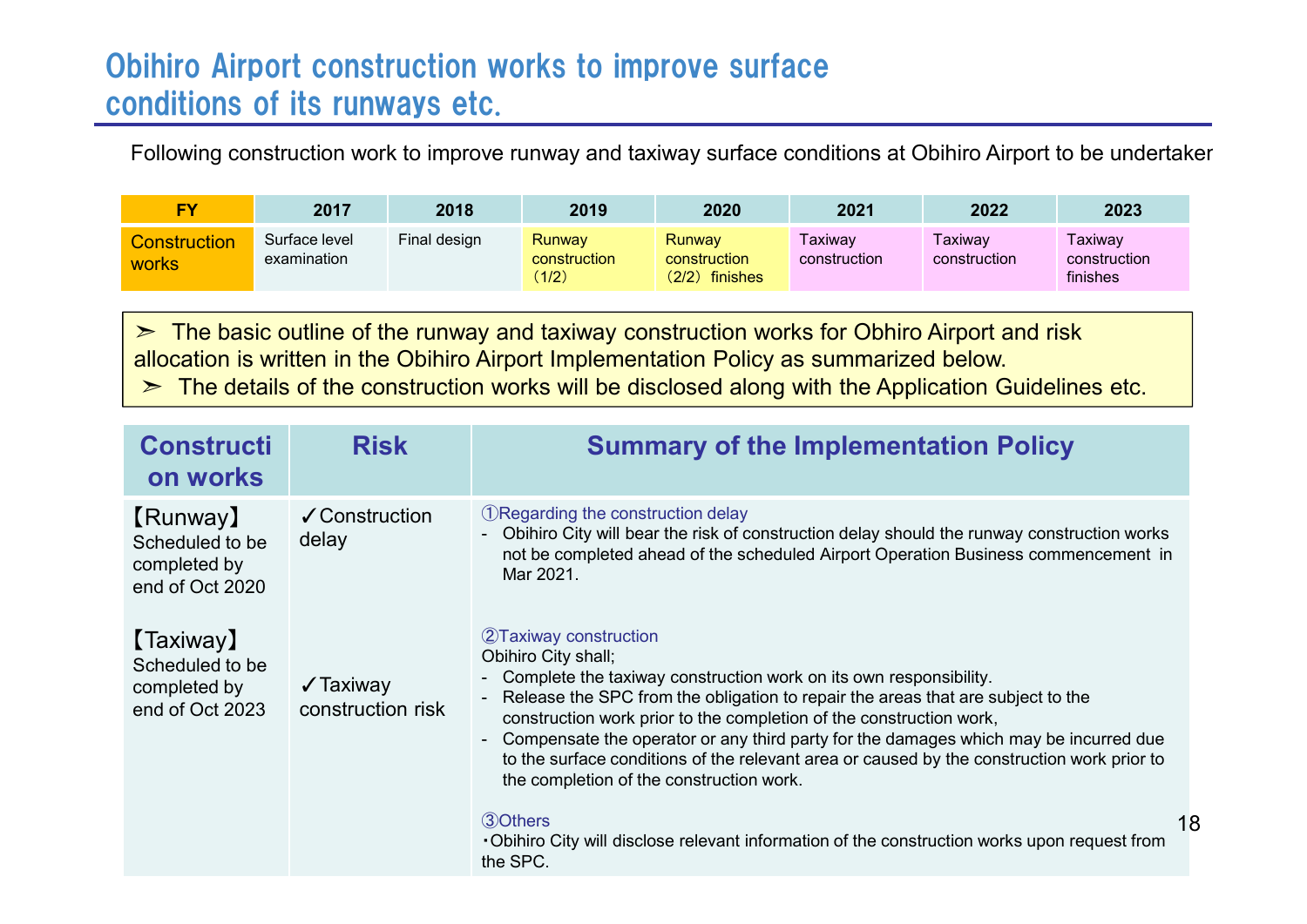# Obihiro Airport construction works to improve surface conditions of its runways etc.

Following construction work to improve runway and taxiway surface conditions at Obihiro Airport to be undertaker

| FY | 2017 | 2018 | 2019 | 2020 | 2021 | 2022 | 2023 |
|---|---|---|---|---|---|---|---|
| Construction works | Surface level examination | Final design | Runway construction （1/2） | Runway construction （2/2） finishes | Taxiway construction | Taxiway construction | Taxiway construction finishes |

➢ The basic outline of the runway and taxiway construction works for Obhiro Airport and risk allocation is written in the Obihiro Airport Implementation Policy as summarized below.
➢ The details of the construction works will be disclosed along with the Application Guidelines etc.

| Construction works | Risk | Summary of the Implementation Policy |
|---|---|---|
| 【Runway】 Scheduled to be completed by end of Oct 2020 | ✓Construction delay | ①Regarding the construction delay<br>- Obihiro City will bear the risk of construction delay should the runway construction works not be completed ahead of the scheduled Airport Operation Business commencement in Mar 2021. |
| 【Taxiway】 Scheduled to be completed by end of Oct 2023 | ✓Taxiway construction risk | ②Taxiway construction<br>Obihiro City shall;<br>- Complete the taxiway construction work on its own responsibility.<br>- Release the SPC from the obligation to repair the areas that are subject to the construction work prior to the completion of the construction work,<br>- Compensate the operator or any third party for the damages which may be incurred due to the surface conditions of the relevant area or caused by the construction work prior to the completion of the construction work.<br><br>③Others<br>・Obihiro City will disclose relevant information of the construction works upon request from the SPC. |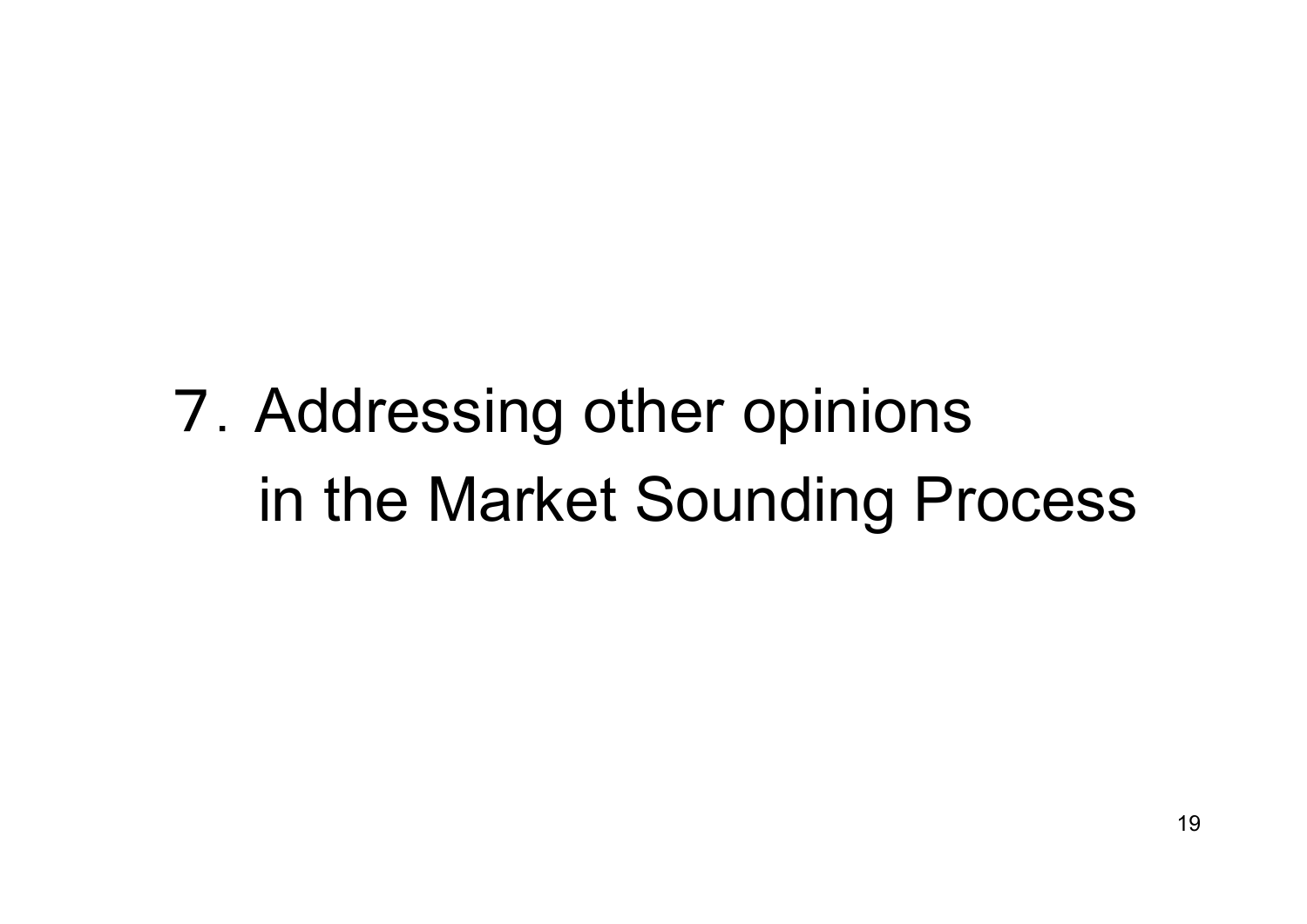# 7. Addressing other opinions in the Market Sounding Process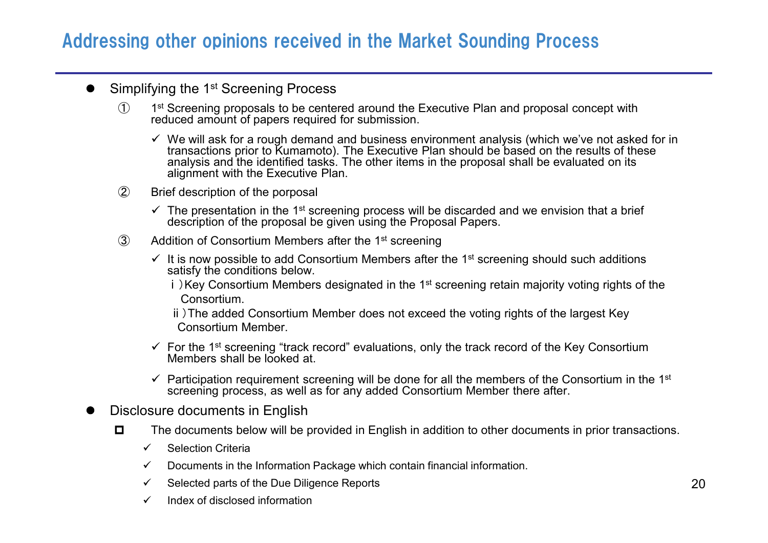# Addressing other opinions received in the Market Sounding Process

- Simplifying the 1st Screening Process

  ① 1st Screening proposals to be centered around the Executive Plan and proposal concept with reduced amount of papers required for submission.

  - ✓ We will ask for a rough demand and business environment analysis (which we've not asked for in transactions prior to Kumamoto). The Executive Plan should be based on the results of these analysis and the identified tasks. The other items in the proposal shall be evaluated on its alignment with the Executive Plan.

  ② Brief description of the porposal

  - ✓ The presentation in the 1st screening process will be discarded and we envision that a brief description of the proposal be given using the Proposal Papers.

  ③ Addition of Consortium Members after the 1st screening

  - ✓ It is now possible to add Consortium Members after the 1st screening should such additions satisfy the conditions below.
    - ⅰ）Key Consortium Members designated in the 1st screening retain majority voting rights of the Consortium.
    - ⅱ）The added Consortium Member does not exceed the voting rights of the largest Key Consortium Member.
  - ✓ For the 1st screening "track record" evaluations, only the track record of the Key Consortium Members shall be looked at.
  - ✓ Participation requirement screening will be done for all the members of the Consortium in the 1st screening process, as well as for any added Consortium Member there after.

- Disclosure documents in English

  - The documents below will be provided in English in addition to other documents in prior transactions.
    - ✓ Selection Criteria
    - ✓ Documents in the Information Package which contain financial information.
    - ✓ Selected parts of the Due Diligence Reports
    - ✓ Index of disclosed information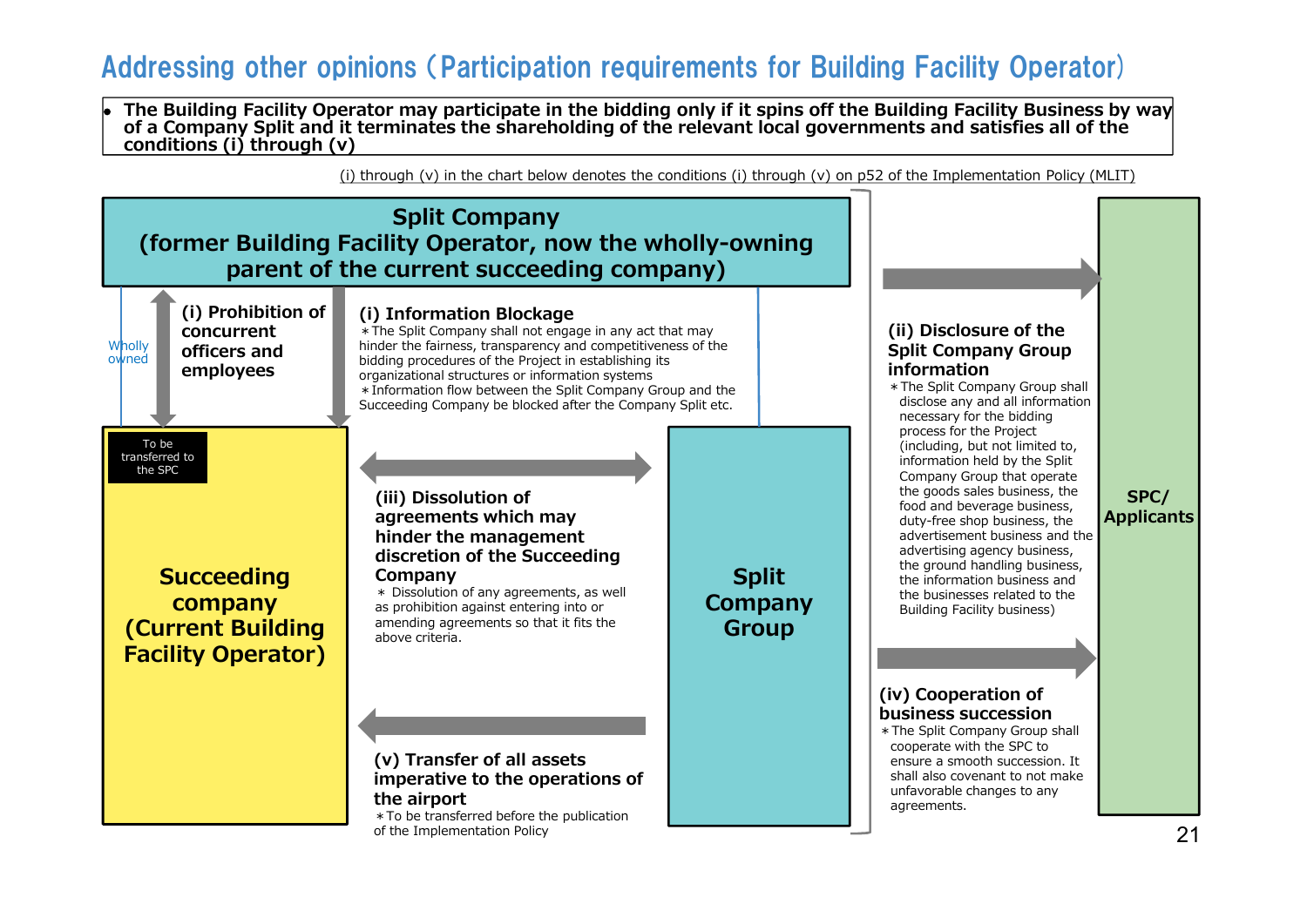# Addressing other opinions（Participation requirements for Building Facility Operator）

- **The Building Facility Operator may participate in the bidding only if it spins off the Building Facility Business by way of a Company Split and it terminates the shareholding of the relevant local governments and satisfies all of the conditions (i) through (v)**

(i) through (v) in the chart below denotes the conditions (i) through (v) on p52 of the Implementation Policy (MLIT)

**Split Company**
**(former Building Facility Operator, now the wholly-owning parent of the current succeeding company)**

Wholly owned

**(i) Prohibition of concurrent officers and employees**

**(i) Information Blockage**
＊The Split Company shall not engage in any act that may hinder the fairness, transparency and competitiveness of the bidding procedures of the Project in establishing its organizational structures or information systems
＊Information flow between the Split Company Group and the Succeeding Company be blocked after the Company Split etc.

To be transferred to the SPC

**Succeeding company (Current Building Facility Operator)**

**(iii) Dissolution of agreements which may hinder the management discretion of the Succeeding Company**
＊ Dissolution of any agreements, as well as prohibition against entering into or amending agreements so that it fits the above criteria.

**(v) Transfer of all assets imperative to the operations of the airport**
＊To be transferred before the publication of the Implementation Policy

**Split Company Group**

**(ii) Disclosure of the Split Company Group information**
＊The Split Company Group shall disclose any and all information necessary for the bidding process for the Project (including, but not limited to, information held by the Split Company Group that operate the goods sales business, the food and beverage business, duty-free shop business, the advertisement business and the advertising agency business, the ground handling business, the information business and the businesses related to the Building Facility business)

**(iv) Cooperation of business succession**
＊The Split Company Group shall cooperate with the SPC to ensure a smooth succession. It shall also covenant to not make unfavorable changes to any agreements.

**SPC/ Applicants**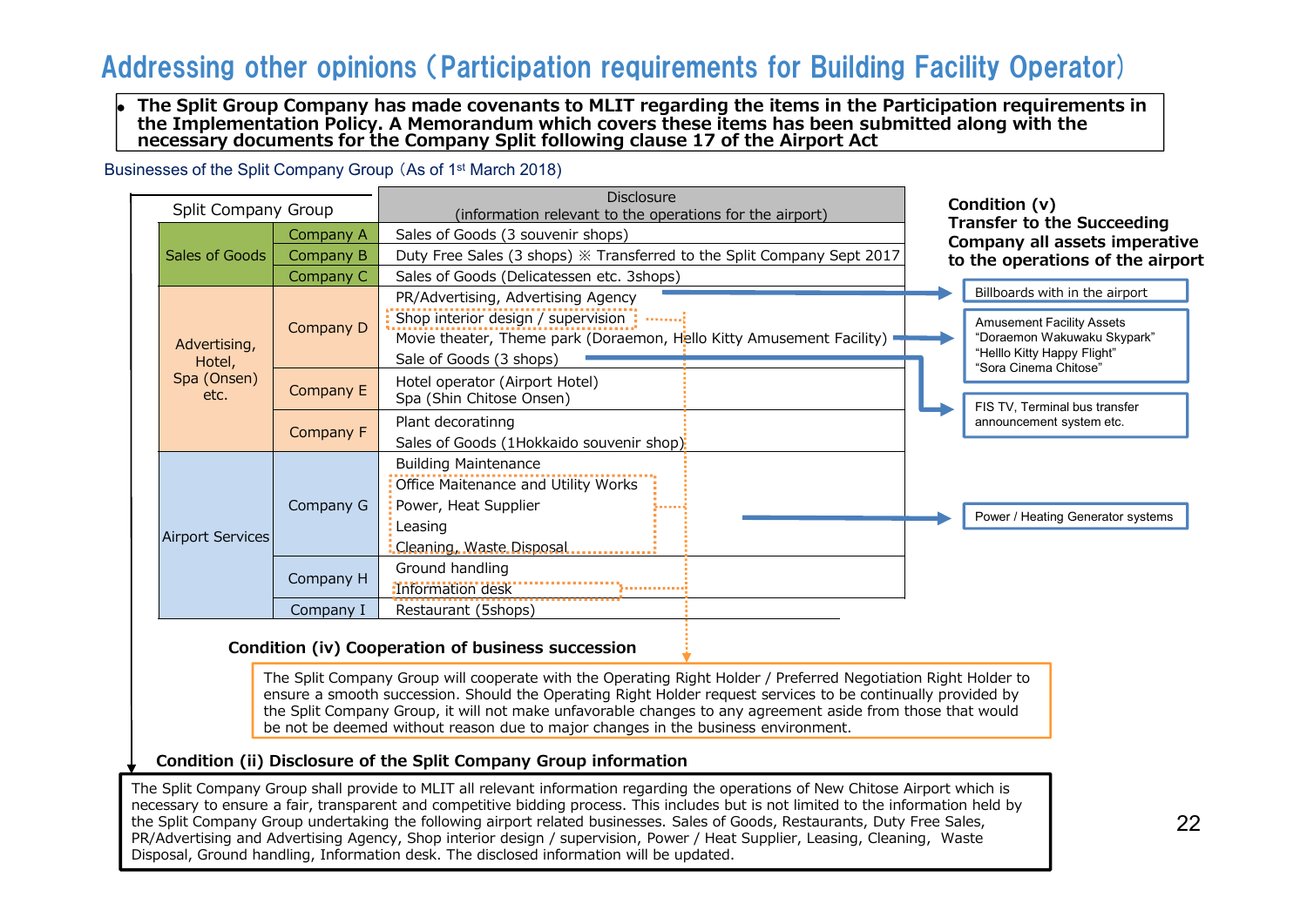# Addressing other opinions（Participation requirements for Building Facility Operator)

- **The Split Group Company has made covenants to MLIT regarding the items in the Participation requirements in the Implementation Policy. A Memorandum which covers these items has been submitted along with the necessary documents for the Company Split following clause 17 of the Airport Act**

Businesses of the Split Company Group（As of 1st March 2018)

| Split Company Group | | Disclosure (information relevant to the operations for the airport) |
|---|---|---|
| Sales of Goods | Company A | Sales of Goods (3 souvenir shops) |
| | Company B | Duty Free Sales (3 shops) ※ Transferred to the Split Company Sept 2017 |
| | Company C | Sales of Goods (Delicatessen etc. 3shops) |
| Advertising, Hotel, Spa (Onsen) etc. | Company D | PR/Advertising, Advertising Agency<br>Shop interior design / supervision<br>Movie theater, Theme park (Doraemon, Hello Kitty Amusement Facility)<br>Sale of Goods (3 shops) |
| | Company E | Hotel operator (Airport Hotel)<br>Spa (Shin Chitose Onsen) |
| | Company F | Plant decoratinng<br>Sales of Goods (1Hokkaido souvenir shop) |
| Airport Services | Company G | Building Maintenance<br>Office Maintenance and Utility Works<br>Power, Heat Supplier<br>Leasing<br>Cleaning, Waste Disposal |
| | Company H | Ground handling<br>Information desk |
| | Company I | Restaurant (5shops) |

**Condition (v) Transfer to the Succeeding Company all assets imperative to the operations of the airport**

- Billboards with in the airport
- Amusement Facility Assets “Doraemon Wakuwaku Skypark” “Helllo Kitty Happy Flight” “Sora Cinema Chitose”
- FIS TV, Terminal bus transfer announcement system etc.
- Power / Heating Generator systems

**Condition (iv) Cooperation of business succession**

The Split Company Group will cooperate with the Operating Right Holder / Preferred Negotiation Right Holder to ensure a smooth succession. Should the Operating Right Holder request services to be continually provided by the Split Company Group, it will not make unfavorable changes to any agreement aside from those that would be not be deemed without reason due to major changes in the business environment.

**Condition (ii) Disclosure of the Split Company Group information**

The Split Company Group shall provide to MLIT all relevant information regarding the operations of New Chitose Airport which is necessary to ensure a fair, transparent and competitive bidding process. This includes but is not limited to the information held by the Split Company Group undertaking the following airport related businesses. Sales of Goods, Restaurants, Duty Free Sales, PR/Advertising and Advertising Agency, Shop interior design / supervision, Power / Heat Supplier, Leasing, Cleaning, Waste Disposal, Ground handling, Information desk. The disclosed information will be updated.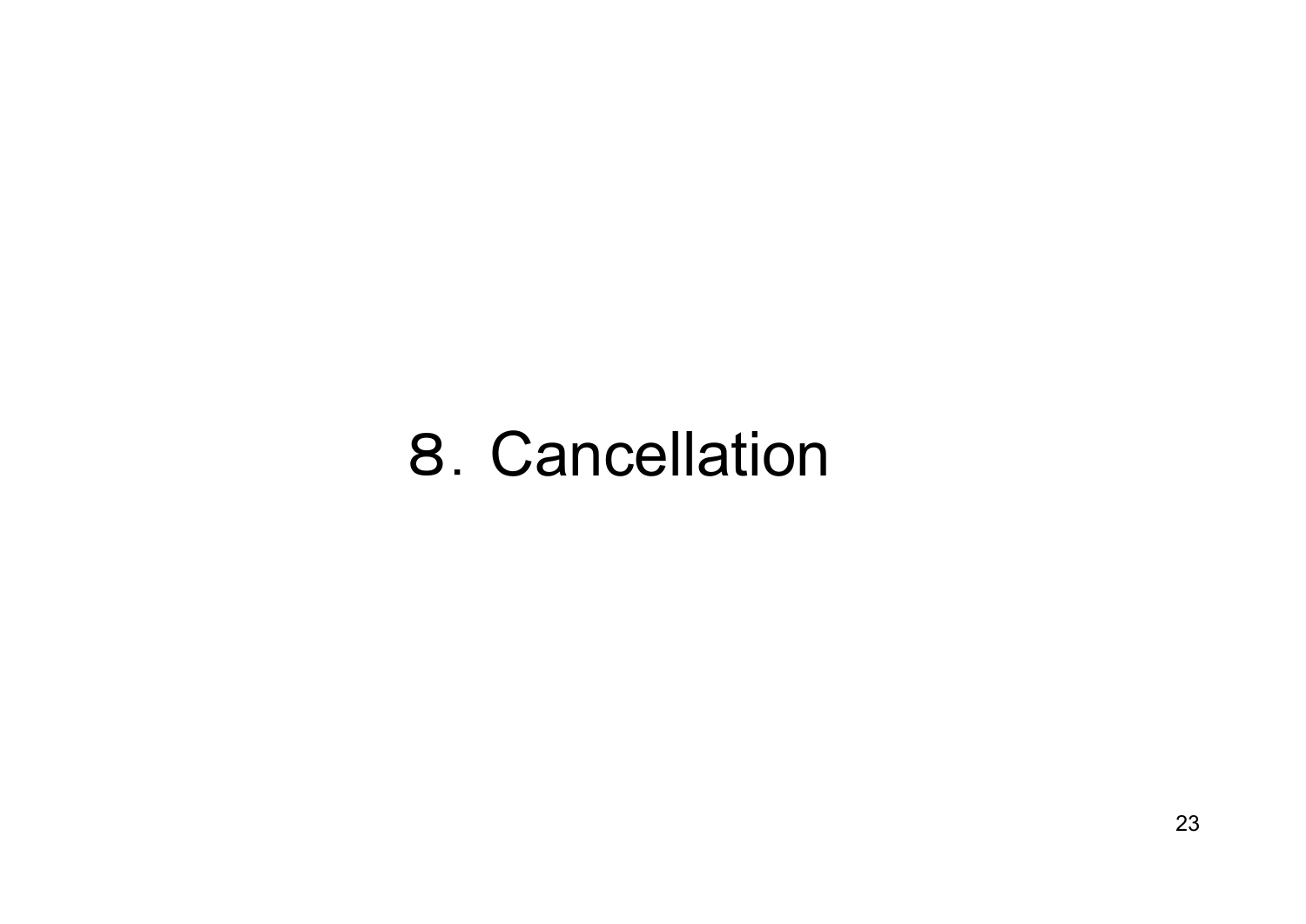# 8．Cancellation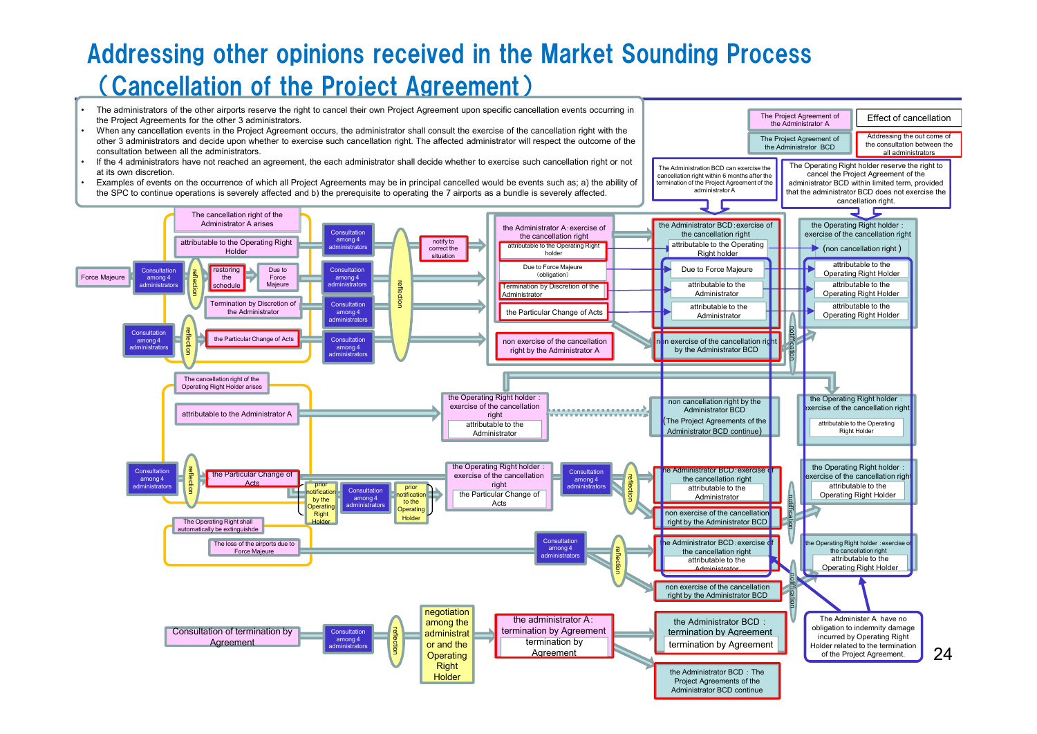# Addressing other opinions received in the Market Sounding Process (Cancellation of the Project Agreement)

- The administrators of the other airports reserve the right to cancel their own Project Agreement upon specific cancellation events occurring in the Project Agreements for the other 3 administrators.
- When any cancellation events in the Project Agreement occurs, the administrator shall consult the exercise of the cancellation right with the other 3 administrators and decide upon whether to exercise such cancellation right. The affected administrator will respect the outcome of the consultation between all the administrators.
- If the 4 administrators have not reached an agreement, the each administrator shall decide whether to exercise such cancellation right or not at its own discretion.
- Examples of events on the occurrence of which all Project Agreements may be in principal cancelled would be events such as; a) the ability of the SPC to continue operations is severely affected and b) the prerequisite to operating the 7 airports as a bundle is severely affected.

The Project Agreement of the Administrator A

The Project Agreement of the Administrator BCD

Effect of cancellation

Addressing the out come of the consultation between the all administrators

The Administration BCD can exercise the cancellation right within 6 months after the termination of the Project Agreement of the administrator A

The Operating Right holder reserve the right to cancel the Project Agreement of the administrator BCD within limited term, provided that the administrator BCD does not exercise the cancellation right.

The cancellation right of the Administrator A arises

attributable to the Operating Right Holder

Force Majeure

Consultation among 4 administrators

reflection

restoring the schedule

Due to Force Majeure

Termination by Discretion of the Administrator

The Particular Change of Acts

notify to correct the situation

the Administrator A : exercise of the cancellation right

attributable to the Operating Right holder

Due to Force Majeure (obligation)

Termination by Discretion of the Administrator

the Particular Change of Acts

non exercise of the cancellation right by the Administrator A

the Administrator BCD : exercise of the cancellation right

attributable to the Operating Right holder

Due to Force Majeure

attributable to the Administrator

non exercise of the cancellation right by the Administrator BCD

notification

the Operating Right holder : exercise of the cancellation right

(non cancellation right)

attributable to the Operating Right Holder

The cancellation right of the Operating Right Holder arises

attributable to the Administrator A

the Operating Right holder : exercise of the cancellation right

attributable to the Administrator

non cancellation right by the Administrator BCD (The Project Agreements of the Administrator BCD continue)

the Operating Right holder : exercise of the cancellation right

attributable to the Operating Right Holder

the Particular Change of Acts

prior notification by the Operating Right Holder

prior notification to the Operating Right Holder

the Operating Right holder : exercise of the cancellation right

the Particular Change of Acts

the Administrator BCD : exercise of the cancellation right

attributable to the Administrator

non exercise of the cancellation right by the Administrator BCD

The Operating Right shall automatically be extinguishde

The loss of the airports due to Force Majeure

the Operating Right holder : exercise of the cancellation right

attributable to the Operating Right Holder

Consultation of termination by Agreement

negotiation among the administrator and the Operating Right Holder

the administrator A : termination by Agreement

termination by Agreement

the Administrator BCD : termination by Agreement

termination by Agreement

the Administrator BCD : The Project Agreements of the Administrator BCD continue

The Administer A have no obligation to indemnity damage incurred by Operating Right Holder related to the termination of the Project Agreement.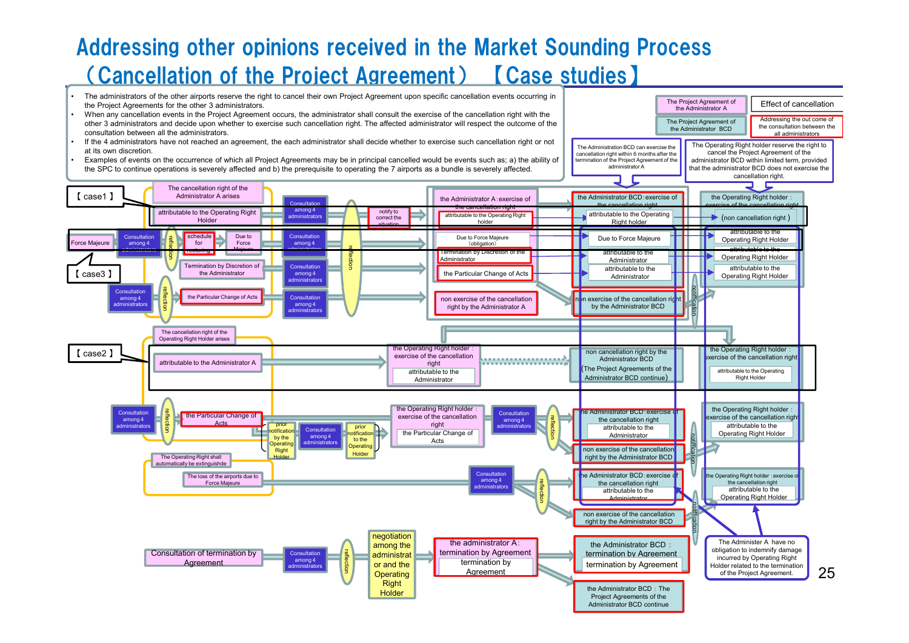# Addressing other opinions received in the Market Sounding Process （Cancellation of the Project Agreement） 【Case studies】

- The administrators of the other airports reserve the right to cancel their own Project Agreement upon specific cancellation events occurring in the Project Agreements for the other 3 administrators.
- When any cancellation events in the Project Agreement occurs, the administrator shall consult the exercise of the cancellation right with the other 3 administrators and decide upon whether to exercise such cancellation right. The affected administrator will respect the outcome of the consultation between all the administrators.
- If the 4 administrators have not reached an agreement, the each administrator shall decide whether to exercise such cancellation right or not at its own discretion.
- Examples of events on the occurrence of which all Project Agreements may be in principal cancelled would be events such as; a) the ability of the SPC to continue operations is severely affected and b) the prerequisite to operating the 7 airports as a bundle is severely affected.

Legend:
- The Project Agreement of the Administrator A
- The Project Agreement of the Administrator BCD
- Effect of cancellation
- Addressing the out come of the consultation between the all administrators

The Administration BCD can exercise the cancellation right within 6 months after the termination of the Project Agreement of the administrator A

The Operating Right holder reserve the right to cancel the Project Agreement of the administrator BCD within limited term, provided that the administrator BCD does not exercise the cancellation right.

**The cancellation right of the Administrator A arises**

【case1】
- attributable to the Operating Right Holder → Consultation among 4 administrators → notify to correct the situation → the Administrator A : exercise of the cancellation right (attributable to the Operating Right holder) → the Administrator BCD : exercise of the cancellation right (attributable to the Operating Right Holder) → the Operating Right holder : exercise of the cancellation right (non cancellation right)

【case3】
- Force Majeure → Consultation among 4 administrators → reflection → schedule for restoring / Due to Force Majeure → Consultation among 4 administrators → Due to Force Majeure (obligation) → Due to Force Majeure → attributable to the Operating Right Holder

- Termination by Discretion of the Administrator → Consultation among 4 administrators → Termination by Discretion of the Administrator → attributable to the Administrator → attributable to the Operating Right Holder
- Consultation among 4 administrators → reflection → the Particular Change of Acts → Consultation among 4 administrators → the Particular Change of Acts → attributable to the Administrator → attributable to the Operating Right Holder
- reflection → non exercise of the cancellation right by the Administrator A → non exercise of the cancellation right by the Administrator BCD → notification

**The cancellation right of the Operating Right Holder arises**

【case2】
- attributable to the Administrator A → the Operating Right holder : exercise of the cancellation right (attributable to the Administrator) → non cancellation right by the Administrator BCD (The Project Agreements of the Administrator BCD continue) → the Operating Right holder : exercise of the cancellation right (attributable to the Operating Right Holder)

- Consultation among 4 administrators → reflection → the Particular Change of Acts → prior notification by the Operating Right Holder → Consultation among 4 administrators → prior notification to the Operating Right Holder → the Operating Right holder : exercise of the cancellation right (the Particular Change of Acts) → Consultation among 4 administrators → reflection → the Administrator BCD : exercise of the cancellation right (attributable to the Administrator) → the Operating Right holder : exercise of the cancellation right (attributable to the Operating Right Holder) / non exercise of the cancellation right by the Administrator BCD → notification

**The Operating Right shall automatically be extinguishde**
- The loss of the airports due to Force Majeure → Consultation among 4 administrators → reflection → the Administrator BCD : exercise of the cancellation right (attributable to the Administrator) → the Operating Right holder : exercise of the cancellation right (attributable to the Operating Right Holder) / non exercise of the cancellation right by the Administrator BCD → notification

**Consultation of termination by Agreement** → Consultation among 4 administrators → reflection → negotiation among the administrator and the Operating Right Holder → the administrator A : termination by Agreement (termination by Agreement) → the Administrator BCD : termination by Agreement (termination by Agreement) / the Administrator BCD : The Project Agreements of the Administrator BCD continue

The Administer A have no obligation to indemnify damage incurred by Operating Right Holder related to the termination of the Project Agreement.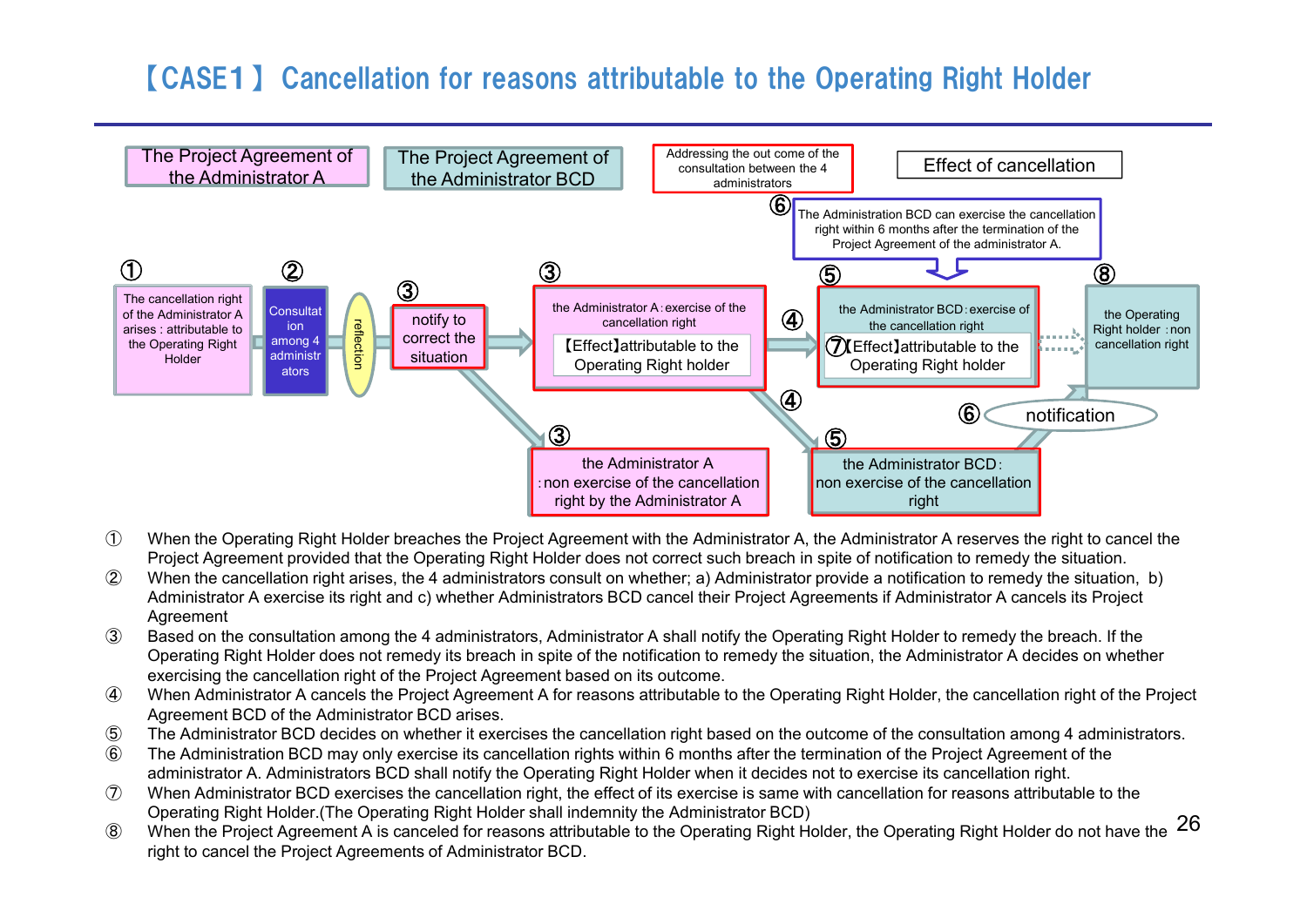# 【CASE1】 Cancellation for reasons attributable to the Operating Right Holder

The Project Agreement of the Administrator A

The Project Agreement of the Administrator BCD

Addressing the out come of the consultation between the 4 administrators

Effect of cancellation

⑥ The Administration BCD can exercise the cancellation right within 6 months after the termination of the Project Agreement of the administrator A.

① The cancellation right of the Administrator A arises : attributable to the Operating Right Holder

② Consultation among 4 administrators

reflection

③ notify to correct the situation

③ the Administrator A : exercise of the cancellation right 【Effect】attributable to the Operating Right holder

③ the Administrator A : non exercise of the cancellation right by the Administrator A

④

⑤ the Administrator BCD : exercise of the cancellation right ⑦【Effect】attributable to the Operating Right holder

⑤ the Administrator BCD : non exercise of the cancellation right

⑥ notification

⑧ the Operating Right holder : non cancellation right

① When the Operating Right Holder breaches the Project Agreement with the Administrator A, the Administrator A reserves the right to cancel the Project Agreement provided that the Operating Right Holder does not correct such breach in spite of notification to remedy the situation.

② When the cancellation right arises, the 4 administrators consult on whether; a) Administrator provide a notification to remedy the situation, b) Administrator A exercise its right and c) whether Administrators BCD cancel their Project Agreements if Administrator A cancels its Project Agreement

③ Based on the consultation among the 4 administrators, Administrator A shall notify the Operating Right Holder to remedy the breach. If the Operating Right Holder does not remedy its breach in spite of the notification to remedy the situation, the Administrator A decides on whether exercising the cancellation right of the Project Agreement based on its outcome.

④ When Administrator A cancels the Project Agreement A for reasons attributable to the Operating Right Holder, the cancellation right of the Project Agreement BCD of the Administrator BCD arises.

⑤ The Administrator BCD decides on whether it exercises the cancellation right based on the outcome of the consultation among 4 administrators.

⑥ The Administration BCD may only exercise its cancellation rights within 6 months after the termination of the Project Agreement of the administrator A. Administrators BCD shall notify the Operating Right Holder when it decides not to exercise its cancellation right.

⑦ When Administrator BCD exercises the cancellation right, the effect of its exercise is same with cancellation for reasons attributable to the Operating Right Holder.(The Operating Right Holder shall indemnity the Administrator BCD)

⑧ When the Project Agreement A is canceled for reasons attributable to the Operating Right Holder, the Operating Right Holder do not have the right to cancel the Project Agreements of Administrator BCD.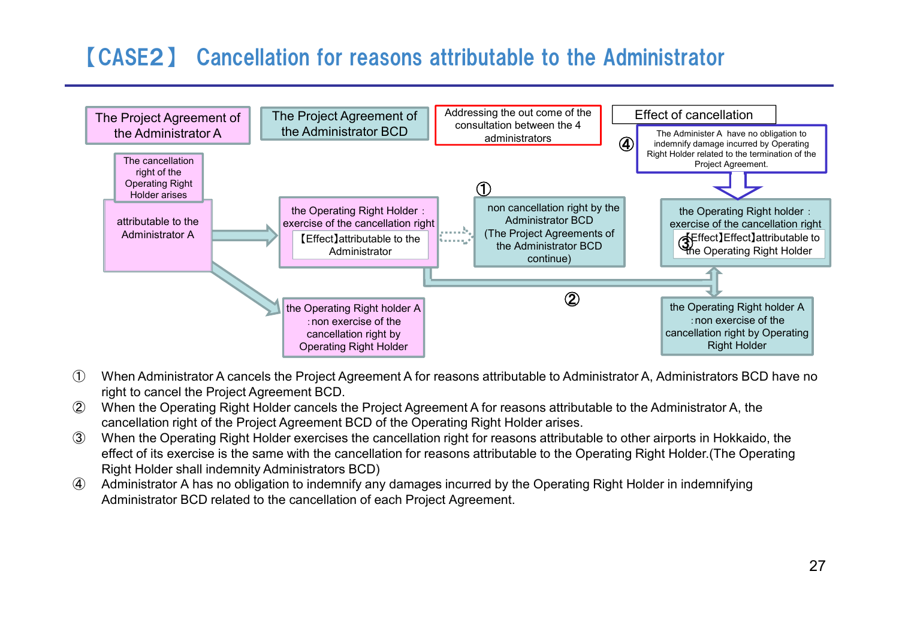# 【CASE2】 Cancellation for reasons attributable to the Administrator

The Project Agreement of the Administrator A

The Project Agreement of the Administrator BCD

Addressing the out come of the consultation between the 4 administrators

Effect of cancellation

④ The Administer A have no obligation to indemnify damage incurred by Operating Right Holder related to the termination of the Project Agreement.

The cancellation right of the Operating Right Holder arises

attributable to the Administrator A

the Operating Right Holder : exercise of the cancellation right

【Effect】attributable to the Administrator

① non cancellation right by the Administrator BCD (The Project Agreements of the Administrator BCD continue)

the Operating Right holder : exercise of the cancellation right

③【Effect】attributable to the Operating Right Holder

②

the Operating Right holder A : non exercise of the cancellation right by Operating Right Holder

the Operating Right holder A : non exercise of the cancellation right by Operating Right Holder

① When Administrator A cancels the Project Agreement A for reasons attributable to Administrator A, Administrators BCD have no right to cancel the Project Agreement BCD.

② When the Operating Right Holder cancels the Project Agreement A for reasons attributable to the Administrator A, the cancellation right of the Project Agreement BCD of the Operating Right Holder arises.

③ When the Operating Right Holder exercises the cancellation right for reasons attributable to other airports in Hokkaido, the effect of its exercise is the same with the cancellation for reasons attributable to the Operating Right Holder.(The Operating Right Holder shall indemnity Administrators BCD)

④ Administrator A has no obligation to indemnify any damages incurred by the Operating Right Holder in indemnifying Administrator BCD related to the cancellation of each Project Agreement.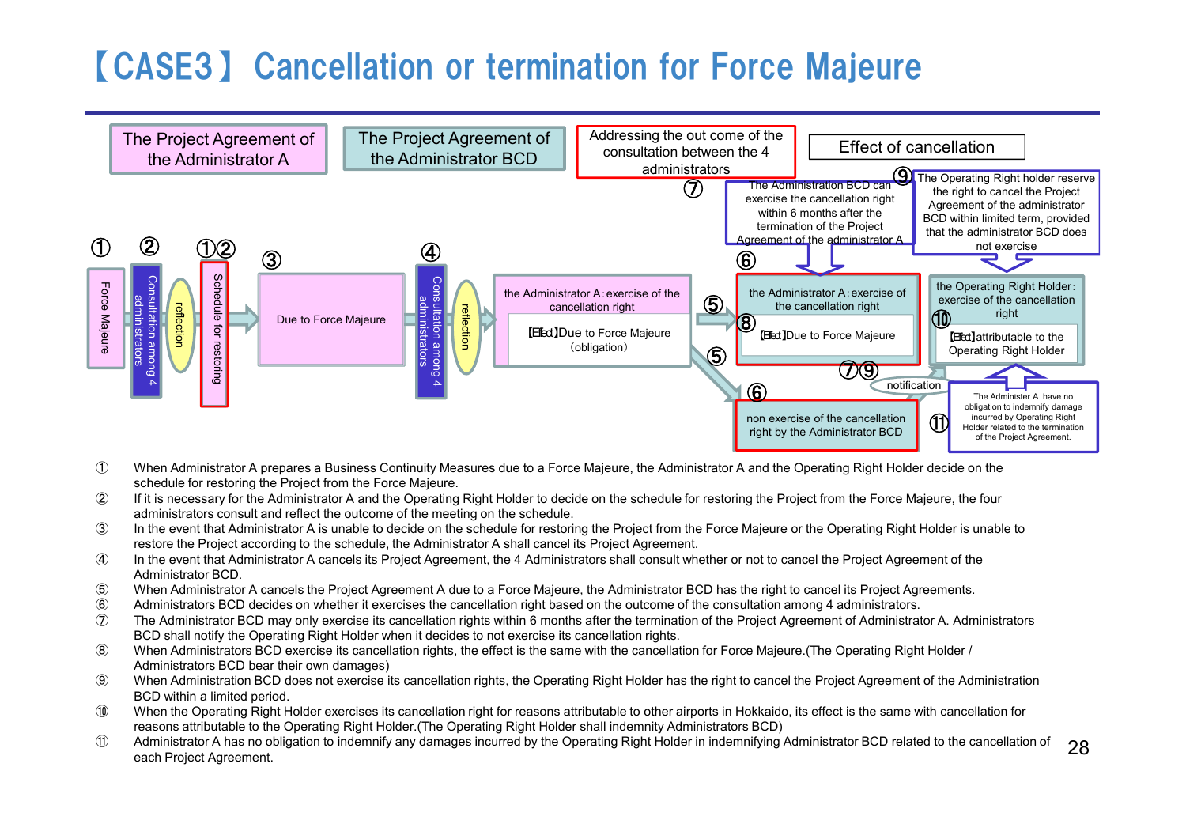# 【CASE3】 Cancellation or termination for Force Majeure

The Project Agreement of the Administrator A

The Project Agreement of the Administrator BCD

Addressing the out come of the consultation between the 4 administrators

Effect of cancellation

①

Force Majeure

②

Consultation among 4 administrators

reflection

①②

Schedule for restoring

③

Due to Force Majeure

④

Consultation among 4 administrators

reflection

the Administrator A：exercise of the cancellation right

【Effect】Due to Force Majeure （obligation）

⑤

⑤

⑦

The Administration BCD can exercise the cancellation right within 6 months after the termination of the Project Agreement of the administrator A

⑥

the Administrator A：exercise of the cancellation right

⑧

【Effect】Due to Force Majeure

⑦⑨

⑥

non exercise of the cancellation right by the Administrator BCD

notification

⑨

The Operating Right holder reserve the right to cancel the Project Agreement of the administrator BCD within limited term, provided that the administrator BCD does not exercise

the Operating Right Holder：exercise of the cancellation right

⑩

【Effect】attributable to the Operating Right Holder

⑪

The Administer A have no obligation to indemnify damage incurred by Operating Right Holder related to the termination of the Project Agreement.

① When Administrator A prepares a Business Continuity Measures due to a Force Majeure, the Administrator A and the Operating Right Holder decide on the schedule for restoring the Project from the Force Majeure.

② If it is necessary for the Administrator A and the Operating Right Holder to decide on the schedule for restoring the Project from the Force Majeure, the four administrators consult and reflect the outcome of the meeting on the schedule.

③ In the event that Administrator A is unable to decide on the schedule for restoring the Project from the Force Majeure or the Operating Right Holder is unable to restore the Project according to the schedule, the Administrator A shall cancel its Project Agreement.

④ In the event that Administrator A cancels its Project Agreement, the 4 Administrators shall consult whether or not to cancel the Project Agreement of the Administrator BCD.

⑤ When Administrator A cancels the Project Agreement A due to a Force Majeure, the Administrator BCD has the right to cancel its Project Agreements.

⑥ Administrators BCD decides on whether it exercises the cancellation right based on the outcome of the consultation among 4 administrators.

⑦ The Administrator BCD may only exercise its cancellation rights within 6 months after the termination of the Project Agreement of Administrator A. Administrators BCD shall notify the Operating Right Holder when it decides to not exercise its cancellation rights.

⑧ When Administrators BCD exercise its cancellation rights, the effect is the same with the cancellation for Force Majeure.(The Operating Right Holder / Administrators BCD bear their own damages)

⑨ When Administration BCD does not exercise its cancellation rights, the Operating Right Holder has the right to cancel the Project Agreement of the Administration BCD within a limited period.

⑩ When the Operating Right Holder exercises its cancellation right for reasons attributable to other airports in Hokkaido, its effect is the same with cancellation for reasons attributable to the Operating Right Holder.(The Operating Right Holder shall indemnity Administrators BCD)

⑪ Administrator A has no obligation to indemnify any damages incurred by the Operating Right Holder in indemnifying Administrator BCD related to the cancellation of each Project Agreement.